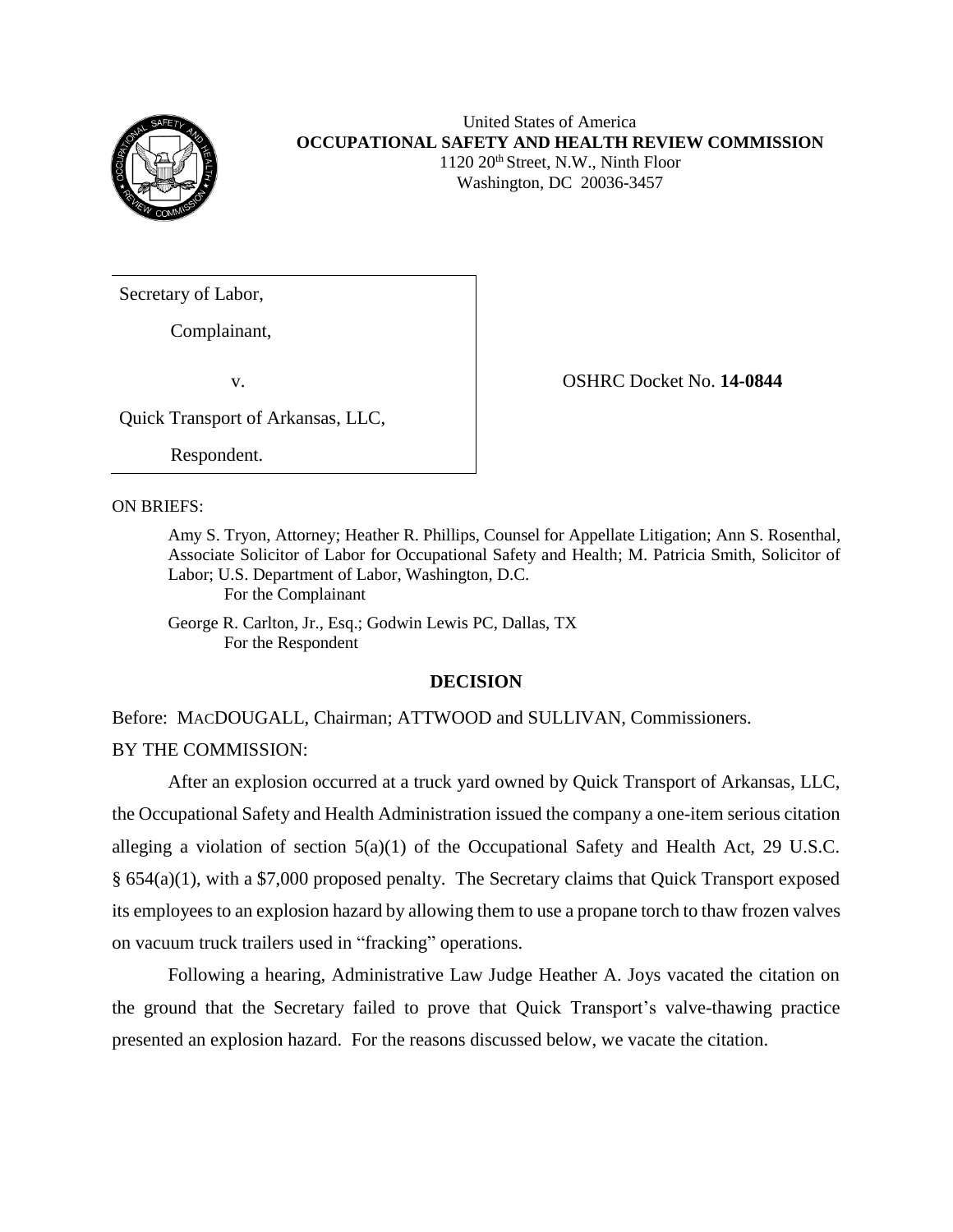United States of America
**OCCUPATIONAL SAFETY AND HEALTH REVIEW COMMISSION**
1120 20th Street, N.W., Ninth Floor
Washington, DC 20036-3457

| | |
|---|---|
| Secretary of Labor,<br><br>Complainant,<br><br>v.<br><br>Quick Transport of Arkansas, LLC,<br><br>Respondent. | OSHRC Docket No. **14-0844** |

ON BRIEFS:

Amy S. Tryon, Attorney; Heather R. Phillips, Counsel for Appellate Litigation; Ann S. Rosenthal, Associate Solicitor of Labor for Occupational Safety and Health; M. Patricia Smith, Solicitor of Labor; U.S. Department of Labor, Washington, D.C.
For the Complainant

George R. Carlton, Jr., Esq.; Godwin Lewis PC, Dallas, TX
For the Respondent

## DECISION

Before: MACDOUGALL, Chairman; ATTWOOD and SULLIVAN, Commissioners.

BY THE COMMISSION:

After an explosion occurred at a truck yard owned by Quick Transport of Arkansas, LLC, the Occupational Safety and Health Administration issued the company a one-item serious citation alleging a violation of section 5(a)(1) of the Occupational Safety and Health Act, 29 U.S.C. § 654(a)(1), with a $7,000 proposed penalty. The Secretary claims that Quick Transport exposed its employees to an explosion hazard by allowing them to use a propane torch to thaw frozen valves on vacuum truck trailers used in "fracking" operations.

Following a hearing, Administrative Law Judge Heather A. Joys vacated the citation on the ground that the Secretary failed to prove that Quick Transport's valve-thawing practice presented an explosion hazard. For the reasons discussed below, we vacate the citation.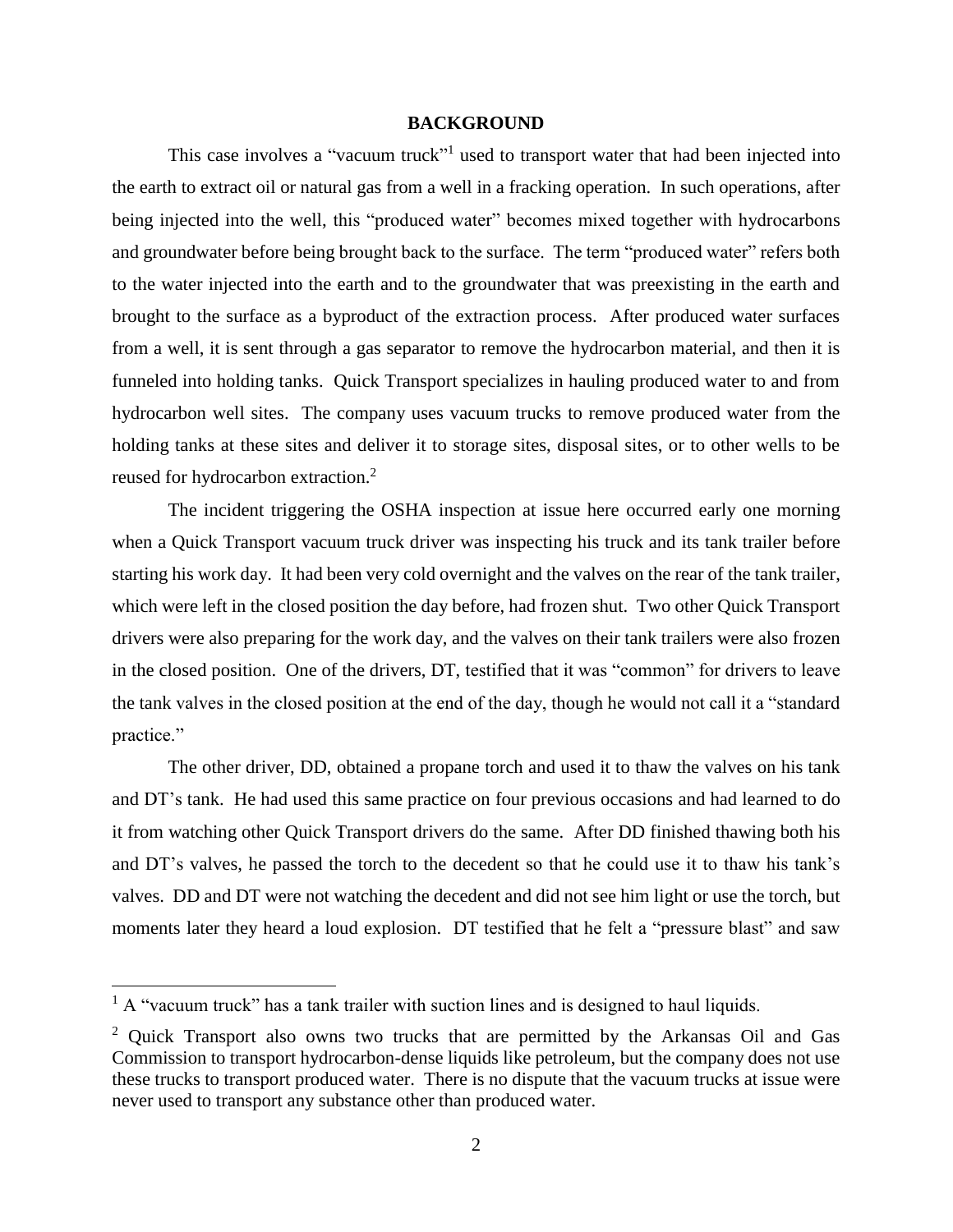## BACKGROUND

This case involves a "vacuum truck"[1] used to transport water that had been injected into the earth to extract oil or natural gas from a well in a fracking operation. In such operations, after being injected into the well, this "produced water" becomes mixed together with hydrocarbons and groundwater before being brought back to the surface. The term "produced water" refers both to the water injected into the earth and to the groundwater that was preexisting in the earth and brought to the surface as a byproduct of the extraction process. After produced water surfaces from a well, it is sent through a gas separator to remove the hydrocarbon material, and then it is funneled into holding tanks. Quick Transport specializes in hauling produced water to and from hydrocarbon well sites. The company uses vacuum trucks to remove produced water from the holding tanks at these sites and deliver it to storage sites, disposal sites, or to other wells to be reused for hydrocarbon extraction.[2]

The incident triggering the OSHA inspection at issue here occurred early one morning when a Quick Transport vacuum truck driver was inspecting his truck and its tank trailer before starting his work day. It had been very cold overnight and the valves on the rear of the tank trailer, which were left in the closed position the day before, had frozen shut. Two other Quick Transport drivers were also preparing for the work day, and the valves on their tank trailers were also frozen in the closed position. One of the drivers, DT, testified that it was "common" for drivers to leave the tank valves in the closed position at the end of the day, though he would not call it a "standard practice."

The other driver, DD, obtained a propane torch and used it to thaw the valves on his tank and DT's tank. He had used this same practice on four previous occasions and had learned to do it from watching other Quick Transport drivers do the same. After DD finished thawing both his and DT's valves, he passed the torch to the decedent so that he could use it to thaw his tank's valves. DD and DT were not watching the decedent and did not see him light or use the torch, but moments later they heard a loud explosion. DT testified that he felt a "pressure blast" and saw

---

[1] A "vacuum truck" has a tank trailer with suction lines and is designed to haul liquids.

[2] Quick Transport also owns two trucks that are permitted by the Arkansas Oil and Gas Commission to transport hydrocarbon-dense liquids like petroleum, but the company does not use these trucks to transport produced water. There is no dispute that the vacuum trucks at issue were never used to transport any substance other than produced water.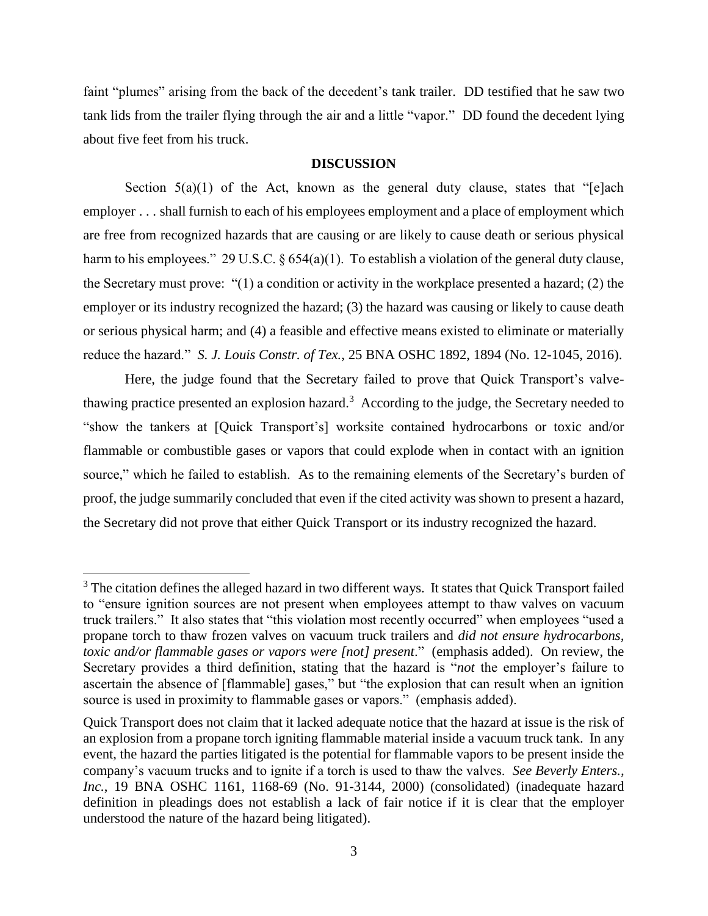faint "plumes" arising from the back of the decedent's tank trailer. DD testified that he saw two tank lids from the trailer flying through the air and a little "vapor." DD found the decedent lying about five feet from his truck.

## DISCUSSION

Section 5(a)(1) of the Act, known as the general duty clause, states that "[e]ach employer . . . shall furnish to each of his employees employment and a place of employment which are free from recognized hazards that are causing or are likely to cause death or serious physical harm to his employees." 29 U.S.C. § 654(a)(1). To establish a violation of the general duty clause, the Secretary must prove: "(1) a condition or activity in the workplace presented a hazard; (2) the employer or its industry recognized the hazard; (3) the hazard was causing or likely to cause death or serious physical harm; and (4) a feasible and effective means existed to eliminate or materially reduce the hazard." *S. J. Louis Constr. of Tex.*, 25 BNA OSHC 1892, 1894 (No. 12-1045, 2016).

Here, the judge found that the Secretary failed to prove that Quick Transport's valve-thawing practice presented an explosion hazard.[3] According to the judge, the Secretary needed to "show the tankers at [Quick Transport's] worksite contained hydrocarbons or toxic and/or flammable or combustible gases or vapors that could explode when in contact with an ignition source," which he failed to establish. As to the remaining elements of the Secretary's burden of proof, the judge summarily concluded that even if the cited activity was shown to present a hazard, the Secretary did not prove that either Quick Transport or its industry recognized the hazard.

---

[3] The citation defines the alleged hazard in two different ways. It states that Quick Transport failed to "ensure ignition sources are not present when employees attempt to thaw valves on vacuum truck trailers." It also states that "this violation most recently occurred" when employees "used a propane torch to thaw frozen valves on vacuum truck trailers and *did not ensure hydrocarbons, toxic and/or flammable gases or vapors were [not] present*." (emphasis added). On review, the Secretary provides a third definition, stating that the hazard is "*not* the employer's failure to ascertain the absence of [flammable] gases," but "the explosion that can result when an ignition source is used in proximity to flammable gases or vapors." (emphasis added).

Quick Transport does not claim that it lacked adequate notice that the hazard at issue is the risk of an explosion from a propane torch igniting flammable material inside a vacuum truck tank. In any event, the hazard the parties litigated is the potential for flammable vapors to be present inside the company's vacuum trucks and to ignite if a torch is used to thaw the valves. *See Beverly Enters., Inc.*, 19 BNA OSHC 1161, 1168-69 (No. 91-3144, 2000) (consolidated) (inadequate hazard definition in pleadings does not establish a lack of fair notice if it is clear that the employer understood the nature of the hazard being litigated).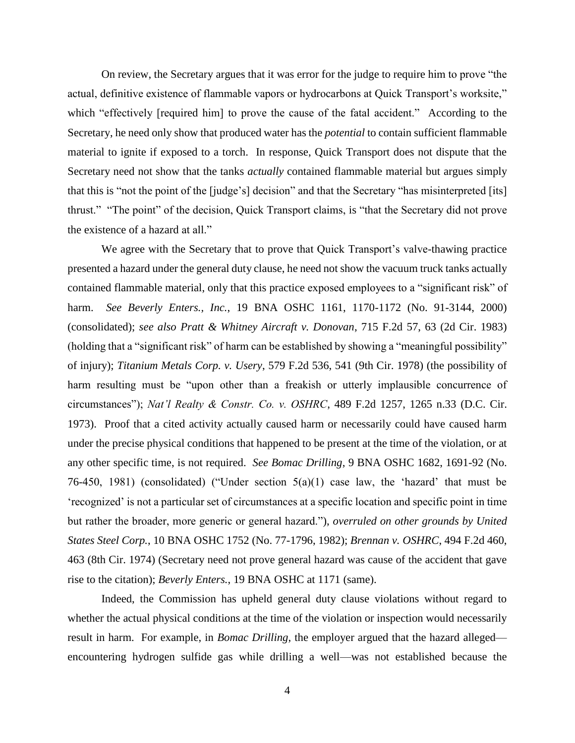On review, the Secretary argues that it was error for the judge to require him to prove "the actual, definitive existence of flammable vapors or hydrocarbons at Quick Transport's worksite," which "effectively [required him] to prove the cause of the fatal accident." According to the Secretary, he need only show that produced water has the *potential* to contain sufficient flammable material to ignite if exposed to a torch. In response, Quick Transport does not dispute that the Secretary need not show that the tanks *actually* contained flammable material but argues simply that this is "not the point of the [judge's] decision" and that the Secretary "has misinterpreted [its] thrust." "The point" of the decision, Quick Transport claims, is "that the Secretary did not prove the existence of a hazard at all."

We agree with the Secretary that to prove that Quick Transport's valve-thawing practice presented a hazard under the general duty clause, he need not show the vacuum truck tanks actually contained flammable material, only that this practice exposed employees to a "significant risk" of harm. *See Beverly Enters., Inc.*, 19 BNA OSHC 1161, 1170-1172 (No. 91-3144, 2000) (consolidated); *see also Pratt & Whitney Aircraft v. Donovan*, 715 F.2d 57, 63 (2d Cir. 1983) (holding that a "significant risk" of harm can be established by showing a "meaningful possibility" of injury); *Titanium Metals Corp. v. Usery*, 579 F.2d 536, 541 (9th Cir. 1978) (the possibility of harm resulting must be "upon other than a freakish or utterly implausible concurrence of circumstances"); *Nat'l Realty & Constr. Co. v. OSHRC*, 489 F.2d 1257, 1265 n.33 (D.C. Cir. 1973). Proof that a cited activity actually caused harm or necessarily could have caused harm under the precise physical conditions that happened to be present at the time of the violation, or at any other specific time, is not required. *See Bomac Drilling*, 9 BNA OSHC 1682, 1691-92 (No. 76-450, 1981) (consolidated) ("Under section 5(a)(1) case law, the 'hazard' that must be 'recognized' is not a particular set of circumstances at a specific location and specific point in time but rather the broader, more generic or general hazard."), *overruled on other grounds by United States Steel Corp.*, 10 BNA OSHC 1752 (No. 77-1796, 1982); *Brennan v. OSHRC*, 494 F.2d 460, 463 (8th Cir. 1974) (Secretary need not prove general hazard was cause of the accident that gave rise to the citation); *Beverly Enters.*, 19 BNA OSHC at 1171 (same).

Indeed, the Commission has upheld general duty clause violations without regard to whether the actual physical conditions at the time of the violation or inspection would necessarily result in harm. For example, in *Bomac Drilling*, the employer argued that the hazard alleged—encountering hydrogen sulfide gas while drilling a well—was not established because the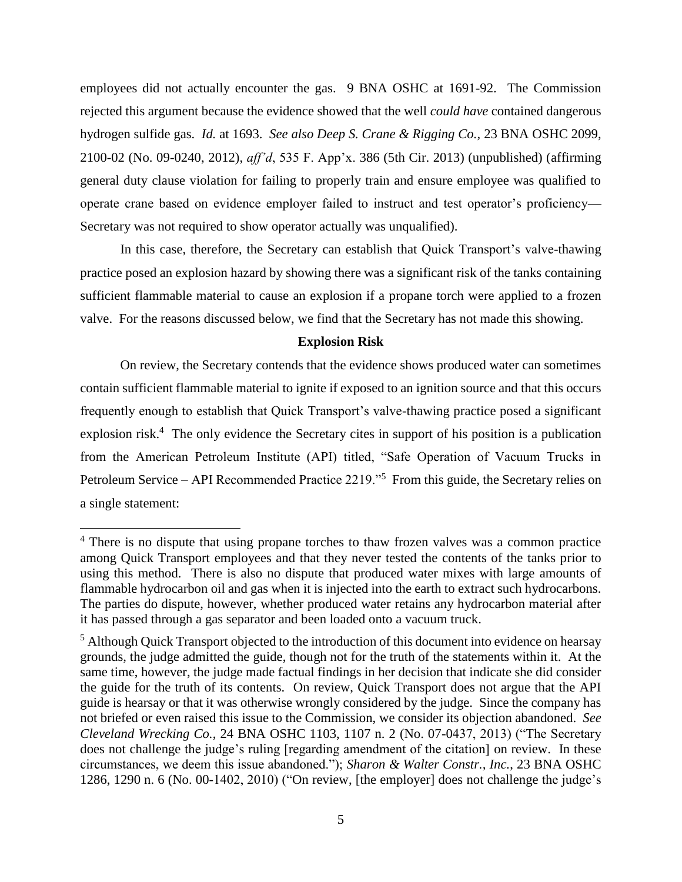employees did not actually encounter the gas. 9 BNA OSHC at 1691-92. The Commission rejected this argument because the evidence showed that the well *could have* contained dangerous hydrogen sulfide gas. *Id.* at 1693. *See also Deep S. Crane & Rigging Co.*, 23 BNA OSHC 2099, 2100-02 (No. 09-0240, 2012), *aff'd*, 535 F. App'x. 386 (5th Cir. 2013) (unpublished) (affirming general duty clause violation for failing to properly train and ensure employee was qualified to operate crane based on evidence employer failed to instruct and test operator's proficiency—Secretary was not required to show operator actually was unqualified).

In this case, therefore, the Secretary can establish that Quick Transport's valve-thawing practice posed an explosion hazard by showing there was a significant risk of the tanks containing sufficient flammable material to cause an explosion if a propane torch were applied to a frozen valve. For the reasons discussed below, we find that the Secretary has not made this showing.

**Explosion Risk**

On review, the Secretary contends that the evidence shows produced water can sometimes contain sufficient flammable material to ignite if exposed to an ignition source and that this occurs frequently enough to establish that Quick Transport's valve-thawing practice posed a significant explosion risk.[4] The only evidence the Secretary cites in support of his position is a publication from the American Petroleum Institute (API) titled, "Safe Operation of Vacuum Trucks in Petroleum Service – API Recommended Practice 2219."[5] From this guide, the Secretary relies on a single statement:

---

[4] There is no dispute that using propane torches to thaw frozen valves was a common practice among Quick Transport employees and that they never tested the contents of the tanks prior to using this method. There is also no dispute that produced water mixes with large amounts of flammable hydrocarbon oil and gas when it is injected into the earth to extract such hydrocarbons. The parties do dispute, however, whether produced water retains any hydrocarbon material after it has passed through a gas separator and been loaded onto a vacuum truck.

[5] Although Quick Transport objected to the introduction of this document into evidence on hearsay grounds, the judge admitted the guide, though not for the truth of the statements within it. At the same time, however, the judge made factual findings in her decision that indicate she did consider the guide for the truth of its contents. On review, Quick Transport does not argue that the API guide is hearsay or that it was otherwise wrongly considered by the judge. Since the company has not briefed or even raised this issue to the Commission, we consider its objection abandoned. *See Cleveland Wrecking Co.*, 24 BNA OSHC 1103, 1107 n. 2 (No. 07-0437, 2013) ("The Secretary does not challenge the judge's ruling [regarding amendment of the citation] on review. In these circumstances, we deem this issue abandoned."); *Sharon & Walter Constr., Inc.*, 23 BNA OSHC 1286, 1290 n. 6 (No. 00-1402, 2010) ("On review, [the employer] does not challenge the judge's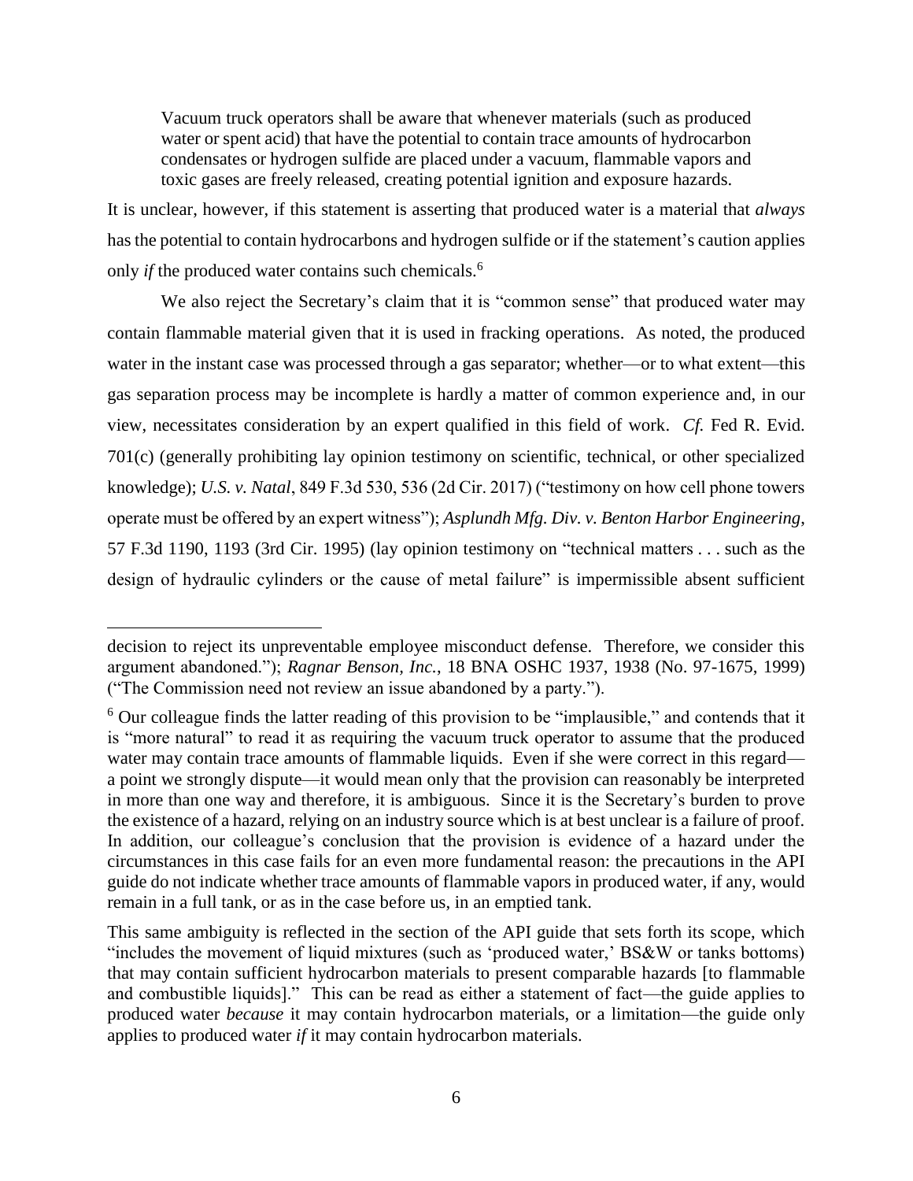> Vacuum truck operators shall be aware that whenever materials (such as produced water or spent acid) that have the potential to contain trace amounts of hydrocarbon condensates or hydrogen sulfide are placed under a vacuum, flammable vapors and toxic gases are freely released, creating potential ignition and exposure hazards.

It is unclear, however, if this statement is asserting that produced water is a material that *always* has the potential to contain hydrocarbons and hydrogen sulfide or if the statement's caution applies only *if* the produced water contains such chemicals.[6]

We also reject the Secretary's claim that it is "common sense" that produced water may contain flammable material given that it is used in fracking operations. As noted, the produced water in the instant case was processed through a gas separator; whether—or to what extent—this gas separation process may be incomplete is hardly a matter of common experience and, in our view, necessitates consideration by an expert qualified in this field of work. *Cf.* Fed R. Evid. 701(c) (generally prohibiting lay opinion testimony on scientific, technical, or other specialized knowledge); *U.S. v. Natal*, 849 F.3d 530, 536 (2d Cir. 2017) ("testimony on how cell phone towers operate must be offered by an expert witness"); *Asplundh Mfg. Div. v. Benton Harbor Engineering*, 57 F.3d 1190, 1193 (3rd Cir. 1995) (lay opinion testimony on "technical matters . . . such as the design of hydraulic cylinders or the cause of metal failure" is impermissible absent sufficient

---

decision to reject its unpreventable employee misconduct defense. Therefore, we consider this argument abandoned."); *Ragnar Benson, Inc.*, 18 BNA OSHC 1937, 1938 (No. 97-1675, 1999) ("The Commission need not review an issue abandoned by a party.").

[6] Our colleague finds the latter reading of this provision to be "implausible," and contends that it is "more natural" to read it as requiring the vacuum truck operator to assume that the produced water may contain trace amounts of flammable liquids. Even if she were correct in this regard—a point we strongly dispute—it would mean only that the provision can reasonably be interpreted in more than one way and therefore, it is ambiguous. Since it is the Secretary's burden to prove the existence of a hazard, relying on an industry source which is at best unclear is a failure of proof. In addition, our colleague's conclusion that the provision is evidence of a hazard under the circumstances in this case fails for an even more fundamental reason: the precautions in the API guide do not indicate whether trace amounts of flammable vapors in produced water, if any, would remain in a full tank, or as in the case before us, in an emptied tank.

This same ambiguity is reflected in the section of the API guide that sets forth its scope, which "includes the movement of liquid mixtures (such as 'produced water,' BS&W or tanks bottoms) that may contain sufficient hydrocarbon materials to present comparable hazards [to flammable and combustible liquids]." This can be read as either a statement of fact—the guide applies to produced water *because* it may contain hydrocarbon materials, or a limitation—the guide only applies to produced water *if* it may contain hydrocarbon materials.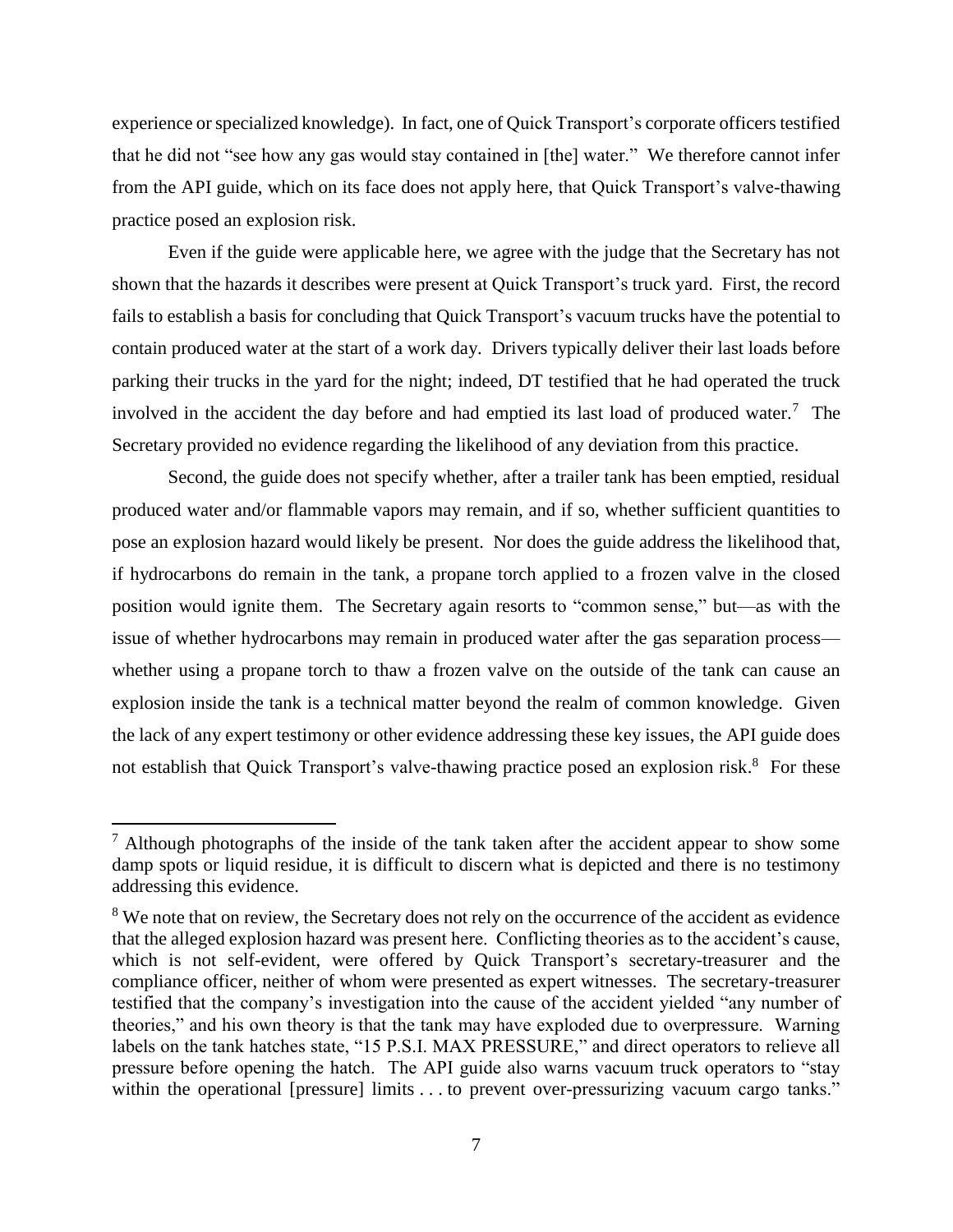experience or specialized knowledge). In fact, one of Quick Transport's corporate officers testified that he did not "see how any gas would stay contained in [the] water." We therefore cannot infer from the API guide, which on its face does not apply here, that Quick Transport's valve-thawing practice posed an explosion risk.

Even if the guide were applicable here, we agree with the judge that the Secretary has not shown that the hazards it describes were present at Quick Transport's truck yard. First, the record fails to establish a basis for concluding that Quick Transport's vacuum trucks have the potential to contain produced water at the start of a work day. Drivers typically deliver their last loads before parking their trucks in the yard for the night; indeed, DT testified that he had operated the truck involved in the accident the day before and had emptied its last load of produced water.[7] The Secretary provided no evidence regarding the likelihood of any deviation from this practice.

Second, the guide does not specify whether, after a trailer tank has been emptied, residual produced water and/or flammable vapors may remain, and if so, whether sufficient quantities to pose an explosion hazard would likely be present. Nor does the guide address the likelihood that, if hydrocarbons do remain in the tank, a propane torch applied to a frozen valve in the closed position would ignite them. The Secretary again resorts to "common sense," but—as with the issue of whether hydrocarbons may remain in produced water after the gas separation process—whether using a propane torch to thaw a frozen valve on the outside of the tank can cause an explosion inside the tank is a technical matter beyond the realm of common knowledge. Given the lack of any expert testimony or other evidence addressing these key issues, the API guide does not establish that Quick Transport's valve-thawing practice posed an explosion risk.[8] For these

---

[7] Although photographs of the inside of the tank taken after the accident appear to show some damp spots or liquid residue, it is difficult to discern what is depicted and there is no testimony addressing this evidence.

[8] We note that on review, the Secretary does not rely on the occurrence of the accident as evidence that the alleged explosion hazard was present here. Conflicting theories as to the accident's cause, which is not self-evident, were offered by Quick Transport's secretary-treasurer and the compliance officer, neither of whom were presented as expert witnesses. The secretary-treasurer testified that the company's investigation into the cause of the accident yielded "any number of theories," and his own theory is that the tank may have exploded due to overpressure. Warning labels on the tank hatches state, "15 P.S.I. MAX PRESSURE," and direct operators to relieve all pressure before opening the hatch. The API guide also warns vacuum truck operators to "stay within the operational [pressure] limits . . . to prevent over-pressurizing vacuum cargo tanks."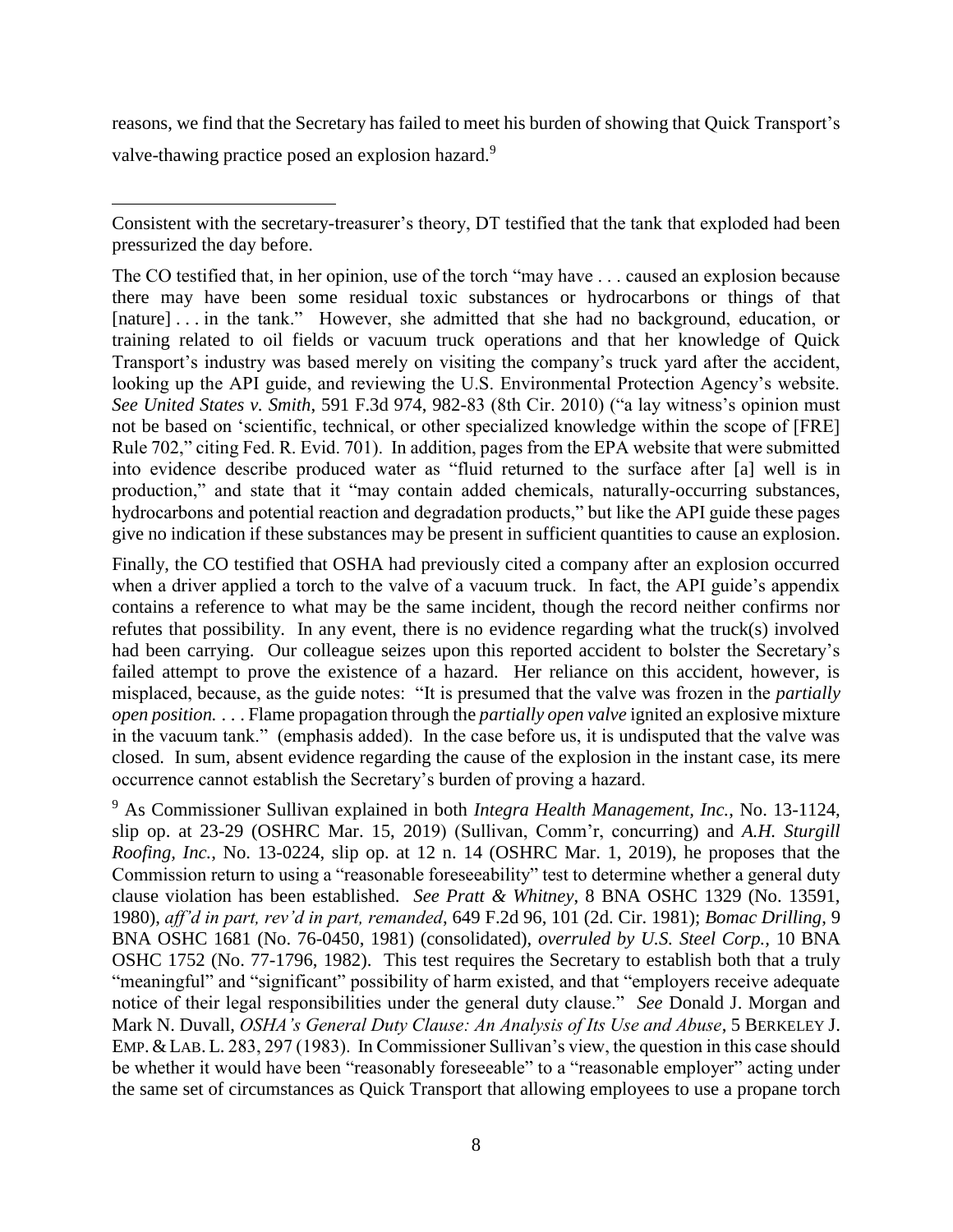reasons, we find that the Secretary has failed to meet his burden of showing that Quick Transport's valve-thawing practice posed an explosion hazard.[9]

---

Consistent with the secretary-treasurer's theory, DT testified that the tank that exploded had been pressurized the day before.

The CO testified that, in her opinion, use of the torch "may have . . . caused an explosion because there may have been some residual toxic substances or hydrocarbons or things of that [nature] . . . in the tank." However, she admitted that she had no background, education, or training related to oil fields or vacuum truck operations and that her knowledge of Quick Transport's industry was based merely on visiting the company's truck yard after the accident, looking up the API guide, and reviewing the U.S. Environmental Protection Agency's website. *See United States v. Smith*, 591 F.3d 974, 982-83 (8th Cir. 2010) ("a lay witness's opinion must not be based on 'scientific, technical, or other specialized knowledge within the scope of [FRE] Rule 702," citing Fed. R. Evid. 701). In addition, pages from the EPA website that were submitted into evidence describe produced water as "fluid returned to the surface after [a] well is in production," and state that it "may contain added chemicals, naturally-occurring substances, hydrocarbons and potential reaction and degradation products," but like the API guide these pages give no indication if these substances may be present in sufficient quantities to cause an explosion.

Finally, the CO testified that OSHA had previously cited a company after an explosion occurred when a driver applied a torch to the valve of a vacuum truck. In fact, the API guide's appendix contains a reference to what may be the same incident, though the record neither confirms nor refutes that possibility. In any event, there is no evidence regarding what the truck(s) involved had been carrying. Our colleague seizes upon this reported accident to bolster the Secretary's failed attempt to prove the existence of a hazard. Her reliance on this accident, however, is misplaced, because, as the guide notes: "It is presumed that the valve was frozen in the *partially open position.* . . . Flame propagation through the *partially open valve* ignited an explosive mixture in the vacuum tank." (emphasis added). In the case before us, it is undisputed that the valve was closed. In sum, absent evidence regarding the cause of the explosion in the instant case, its mere occurrence cannot establish the Secretary's burden of proving a hazard.

[9] As Commissioner Sullivan explained in both *Integra Health Management, Inc.*, No. 13-1124, slip op. at 23-29 (OSHRC Mar. 15, 2019) (Sullivan, Comm'r, concurring) and *A.H. Sturgill Roofing, Inc.*, No. 13-0224, slip op. at 12 n. 14 (OSHRC Mar. 1, 2019), he proposes that the Commission return to using a "reasonable foreseeability" test to determine whether a general duty clause violation has been established. *See Pratt & Whitney*, 8 BNA OSHC 1329 (No. 13591, 1980), *aff'd in part, rev'd in part, remanded*, 649 F.2d 96, 101 (2d. Cir. 1981); *Bomac Drilling*, 9 BNA OSHC 1681 (No. 76-0450, 1981) (consolidated), *overruled by U.S. Steel Corp.*, 10 BNA OSHC 1752 (No. 77-1796, 1982). This test requires the Secretary to establish both that a truly "meaningful" and "significant" possibility of harm existed, and that "employers receive adequate notice of their legal responsibilities under the general duty clause." *See* Donald J. Morgan and Mark N. Duvall, *OSHA's General Duty Clause: An Analysis of Its Use and Abuse*, 5 BERKELEY J. EMP. & LAB. L. 283, 297 (1983). In Commissioner Sullivan's view, the question in this case should be whether it would have been "reasonably foreseeable" to a "reasonable employer" acting under the same set of circumstances as Quick Transport that allowing employees to use a propane torch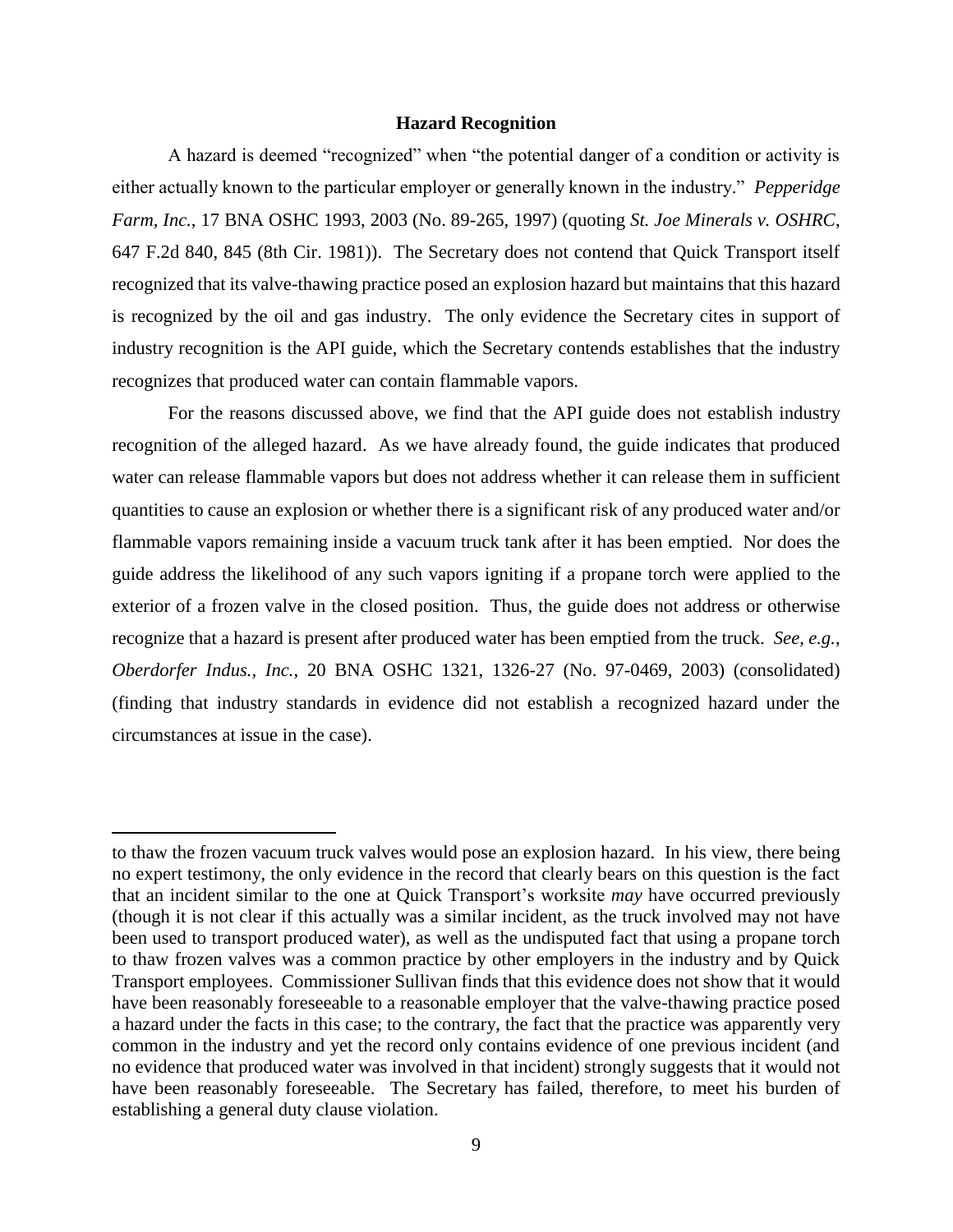### Hazard Recognition

A hazard is deemed "recognized" when "the potential danger of a condition or activity is either actually known to the particular employer or generally known in the industry." *Pepperidge Farm, Inc.*, 17 BNA OSHC 1993, 2003 (No. 89-265, 1997) (quoting *St. Joe Minerals v. OSHRC*, 647 F.2d 840, 845 (8th Cir. 1981)). The Secretary does not contend that Quick Transport itself recognized that its valve-thawing practice posed an explosion hazard but maintains that this hazard is recognized by the oil and gas industry. The only evidence the Secretary cites in support of industry recognition is the API guide, which the Secretary contends establishes that the industry recognizes that produced water can contain flammable vapors.

For the reasons discussed above, we find that the API guide does not establish industry recognition of the alleged hazard. As we have already found, the guide indicates that produced water can release flammable vapors but does not address whether it can release them in sufficient quantities to cause an explosion or whether there is a significant risk of any produced water and/or flammable vapors remaining inside a vacuum truck tank after it has been emptied. Nor does the guide address the likelihood of any such vapors igniting if a propane torch were applied to the exterior of a frozen valve in the closed position. Thus, the guide does not address or otherwise recognize that a hazard is present after produced water has been emptied from the truck. *See, e.g.*, *Oberdorfer Indus., Inc.*, 20 BNA OSHC 1321, 1326-27 (No. 97-0469, 2003) (consolidated) (finding that industry standards in evidence did not establish a recognized hazard under the circumstances at issue in the case).

---

to thaw the frozen vacuum truck valves would pose an explosion hazard. In his view, there being no expert testimony, the only evidence in the record that clearly bears on this question is the fact that an incident similar to the one at Quick Transport's worksite *may* have occurred previously (though it is not clear if this actually was a similar incident, as the truck involved may not have been used to transport produced water), as well as the undisputed fact that using a propane torch to thaw frozen valves was a common practice by other employers in the industry and by Quick Transport employees. Commissioner Sullivan finds that this evidence does not show that it would have been reasonably foreseeable to a reasonable employer that the valve-thawing practice posed a hazard under the facts in this case; to the contrary, the fact that the practice was apparently very common in the industry and yet the record only contains evidence of one previous incident (and no evidence that produced water was involved in that incident) strongly suggests that it would not have been reasonably foreseeable. The Secretary has failed, therefore, to meet his burden of establishing a general duty clause violation.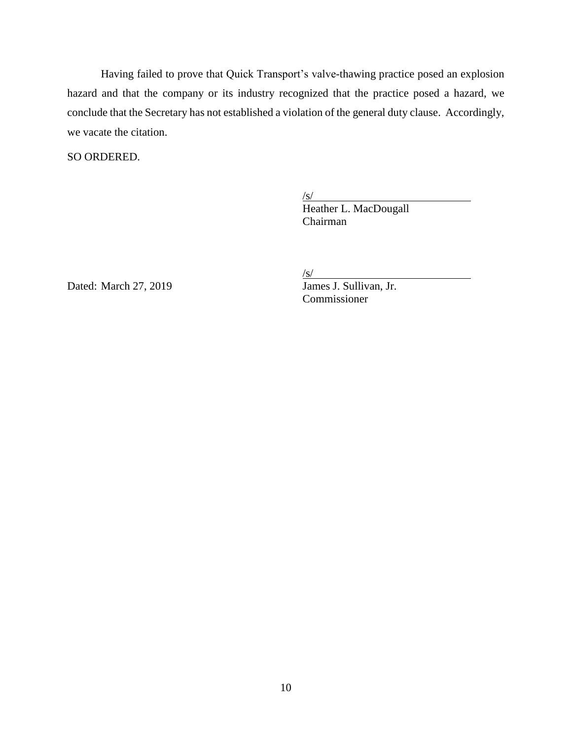Having failed to prove that Quick Transport's valve-thawing practice posed an explosion hazard and that the company or its industry recognized that the practice posed a hazard, we conclude that the Secretary has not established a violation of the general duty clause. Accordingly, we vacate the citation.

SO ORDERED.

/s/
Heather L. MacDougall
Chairman

/s/
James J. Sullivan, Jr.
Commissioner

Dated: March 27, 2019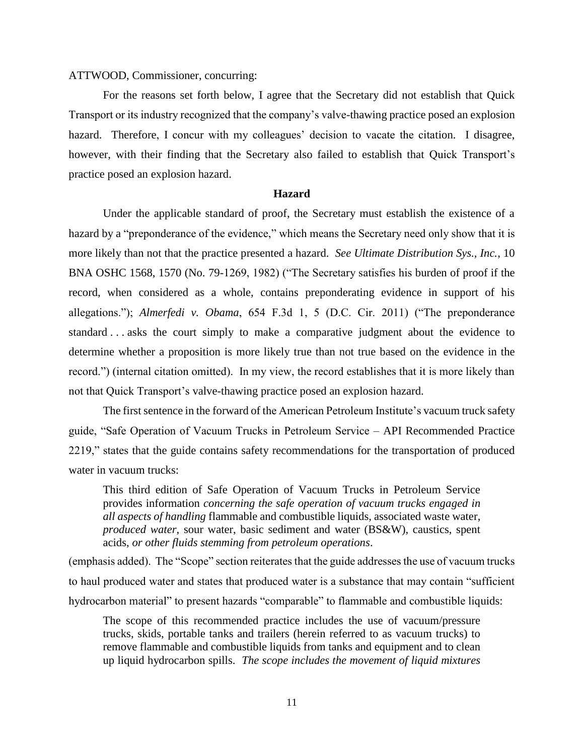ATTWOOD, Commissioner, concurring:

For the reasons set forth below, I agree that the Secretary did not establish that Quick Transport or its industry recognized that the company's valve-thawing practice posed an explosion hazard. Therefore, I concur with my colleagues' decision to vacate the citation. I disagree, however, with their finding that the Secretary also failed to establish that Quick Transport's practice posed an explosion hazard.

## Hazard

Under the applicable standard of proof, the Secretary must establish the existence of a hazard by a "preponderance of the evidence," which means the Secretary need only show that it is more likely than not that the practice presented a hazard. *See Ultimate Distribution Sys., Inc.*, 10 BNA OSHC 1568, 1570 (No. 79-1269, 1982) ("The Secretary satisfies his burden of proof if the record, when considered as a whole, contains preponderating evidence in support of his allegations."); *Almerfedi v. Obama*, 654 F.3d 1, 5 (D.C. Cir. 2011) ("The preponderance standard . . . asks the court simply to make a comparative judgment about the evidence to determine whether a proposition is more likely true than not true based on the evidence in the record.") (internal citation omitted). In my view, the record establishes that it is more likely than not that Quick Transport's valve-thawing practice posed an explosion hazard.

The first sentence in the forward of the American Petroleum Institute's vacuum truck safety guide, "Safe Operation of Vacuum Trucks in Petroleum Service – API Recommended Practice 2219," states that the guide contains safety recommendations for the transportation of produced water in vacuum trucks:

> This third edition of Safe Operation of Vacuum Trucks in Petroleum Service provides information *concerning the safe operation of vacuum trucks engaged in all aspects of handling* flammable and combustible liquids, associated waste water, *produced water*, sour water, basic sediment and water (BS&W), caustics, spent acids, *or other fluids stemming from petroleum operations*.

(emphasis added). The "Scope" section reiterates that the guide addresses the use of vacuum trucks to haul produced water and states that produced water is a substance that may contain "sufficient hydrocarbon material" to present hazards "comparable" to flammable and combustible liquids:

> The scope of this recommended practice includes the use of vacuum/pressure trucks, skids, portable tanks and trailers (herein referred to as vacuum trucks) to remove flammable and combustible liquids from tanks and equipment and to clean up liquid hydrocarbon spills. *The scope includes the movement of liquid mixtures*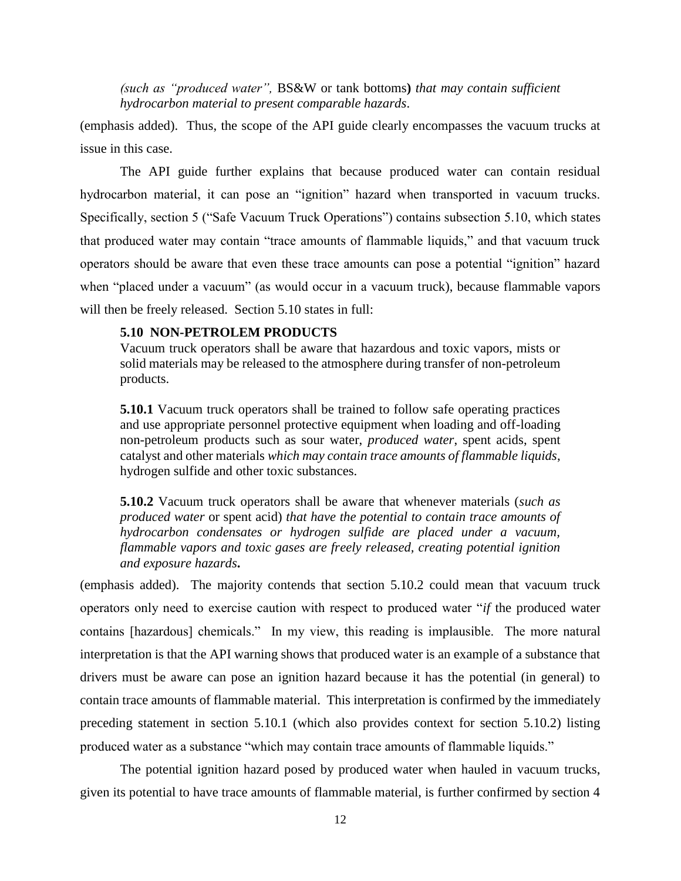> *(such as "produced water",* BS&W or tank bottoms**)** *that may contain sufficient hydrocarbon material to present comparable hazards*.

(emphasis added). Thus, the scope of the API guide clearly encompasses the vacuum trucks at issue in this case.

The API guide further explains that because produced water can contain residual hydrocarbon material, it can pose an "ignition" hazard when transported in vacuum trucks. Specifically, section 5 ("Safe Vacuum Truck Operations") contains subsection 5.10, which states that produced water may contain "trace amounts of flammable liquids," and that vacuum truck operators should be aware that even these trace amounts can pose a potential "ignition" hazard when "placed under a vacuum" (as would occur in a vacuum truck), because flammable vapors will then be freely released. Section 5.10 states in full:

> **5.10 NON-PETROLEM PRODUCTS**
> Vacuum truck operators shall be aware that hazardous and toxic vapors, mists or solid materials may be released to the atmosphere during transfer of non-petroleum products.
>
> **5.10.1** Vacuum truck operators shall be trained to follow safe operating practices and use appropriate personnel protective equipment when loading and off-loading non-petroleum products such as sour water, *produced water*, spent acids, spent catalyst and other materials *which may contain trace amounts of flammable liquids*, hydrogen sulfide and other toxic substances.
>
> **5.10.2** Vacuum truck operators shall be aware that whenever materials (*such as produced water* or spent acid) *that have the potential to contain trace amounts of hydrocarbon condensates or hydrogen sulfide are placed under a vacuum, flammable vapors and toxic gases are freely released, creating potential ignition and exposure hazards***.**

(emphasis added). The majority contends that section 5.10.2 could mean that vacuum truck operators only need to exercise caution with respect to produced water "*if* the produced water contains [hazardous] chemicals." In my view, this reading is implausible. The more natural interpretation is that the API warning shows that produced water is an example of a substance that drivers must be aware can pose an ignition hazard because it has the potential (in general) to contain trace amounts of flammable material. This interpretation is confirmed by the immediately preceding statement in section 5.10.1 (which also provides context for section 5.10.2) listing produced water as a substance "which may contain trace amounts of flammable liquids."

The potential ignition hazard posed by produced water when hauled in vacuum trucks, given its potential to have trace amounts of flammable material, is further confirmed by section 4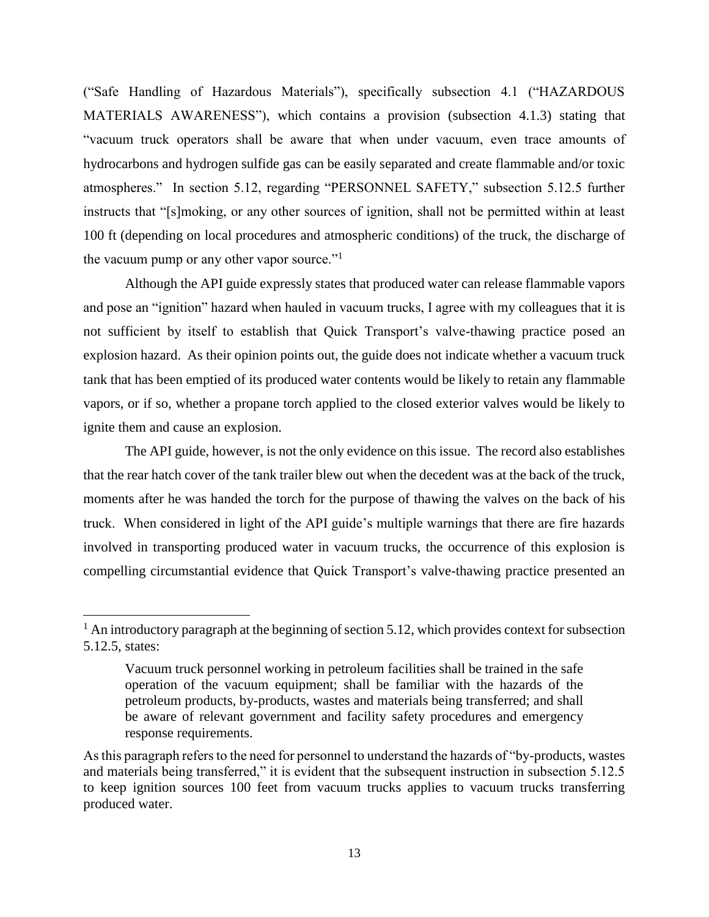("Safe Handling of Hazardous Materials"), specifically subsection 4.1 ("HAZARDOUS MATERIALS AWARENESS"), which contains a provision (subsection 4.1.3) stating that "vacuum truck operators shall be aware that when under vacuum, even trace amounts of hydrocarbons and hydrogen sulfide gas can be easily separated and create flammable and/or toxic atmospheres." In section 5.12, regarding "PERSONNEL SAFETY," subsection 5.12.5 further instructs that "[s]moking, or any other sources of ignition, shall not be permitted within at least 100 ft (depending on local procedures and atmospheric conditions) of the truck, the discharge of the vacuum pump or any other vapor source."[1]

Although the API guide expressly states that produced water can release flammable vapors and pose an "ignition" hazard when hauled in vacuum trucks, I agree with my colleagues that it is not sufficient by itself to establish that Quick Transport's valve-thawing practice posed an explosion hazard. As their opinion points out, the guide does not indicate whether a vacuum truck tank that has been emptied of its produced water contents would be likely to retain any flammable vapors, or if so, whether a propane torch applied to the closed exterior valves would be likely to ignite them and cause an explosion.

The API guide, however, is not the only evidence on this issue. The record also establishes that the rear hatch cover of the tank trailer blew out when the decedent was at the back of the truck, moments after he was handed the torch for the purpose of thawing the valves on the back of his truck. When considered in light of the API guide's multiple warnings that there are fire hazards involved in transporting produced water in vacuum trucks, the occurrence of this explosion is compelling circumstantial evidence that Quick Transport's valve-thawing practice presented an

---

[1] An introductory paragraph at the beginning of section 5.12, which provides context for subsection 5.12.5, states:

> Vacuum truck personnel working in petroleum facilities shall be trained in the safe operation of the vacuum equipment; shall be familiar with the hazards of the petroleum products, by-products, wastes and materials being transferred; and shall be aware of relevant government and facility safety procedures and emergency response requirements.

As this paragraph refers to the need for personnel to understand the hazards of "by-products, wastes and materials being transferred," it is evident that the subsequent instruction in subsection 5.12.5 to keep ignition sources 100 feet from vacuum trucks applies to vacuum trucks transferring produced water.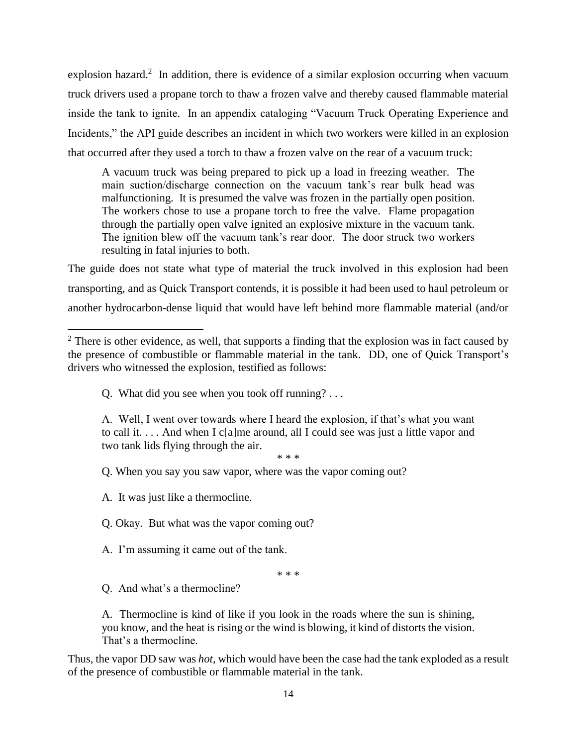explosion hazard.[2] In addition, there is evidence of a similar explosion occurring when vacuum truck drivers used a propane torch to thaw a frozen valve and thereby caused flammable material inside the tank to ignite. In an appendix cataloging "Vacuum Truck Operating Experience and Incidents," the API guide describes an incident in which two workers were killed in an explosion that occurred after they used a torch to thaw a frozen valve on the rear of a vacuum truck:

> A vacuum truck was being prepared to pick up a load in freezing weather. The main suction/discharge connection on the vacuum tank's rear bulk head was malfunctioning. It is presumed the valve was frozen in the partially open position. The workers chose to use a propane torch to free the valve. Flame propagation through the partially open valve ignited an explosive mixture in the vacuum tank. The ignition blew off the vacuum tank's rear door. The door struck two workers resulting in fatal injuries to both.

The guide does not state what type of material the truck involved in this explosion had been transporting, and as Quick Transport contends, it is possible it had been used to haul petroleum or another hydrocarbon-dense liquid that would have left behind more flammable material (and/or

---

[2] There is other evidence, as well, that supports a finding that the explosion was in fact caused by the presence of combustible or flammable material in the tank. DD, one of Quick Transport's drivers who witnessed the explosion, testified as follows:

> Q. What did you see when you took off running? . . .
>
> A. Well, I went over towards where I heard the explosion, if that's what you want to call it. . . . And when I c[a]me around, all I could see was just a little vapor and two tank lids flying through the air.
>
> \* \* \*
>
> Q. When you say you saw vapor, where was the vapor coming out?
>
> A. It was just like a thermocline.
>
> Q. Okay. But what was the vapor coming out?
>
> A. I'm assuming it came out of the tank.
>
> \* \* \*
>
> Q. And what's a thermocline?
>
> A. Thermocline is kind of like if you look in the roads where the sun is shining, you know, and the heat is rising or the wind is blowing, it kind of distorts the vision. That's a thermocline.

Thus, the vapor DD saw was *hot*, which would have been the case had the tank exploded as a result of the presence of combustible or flammable material in the tank.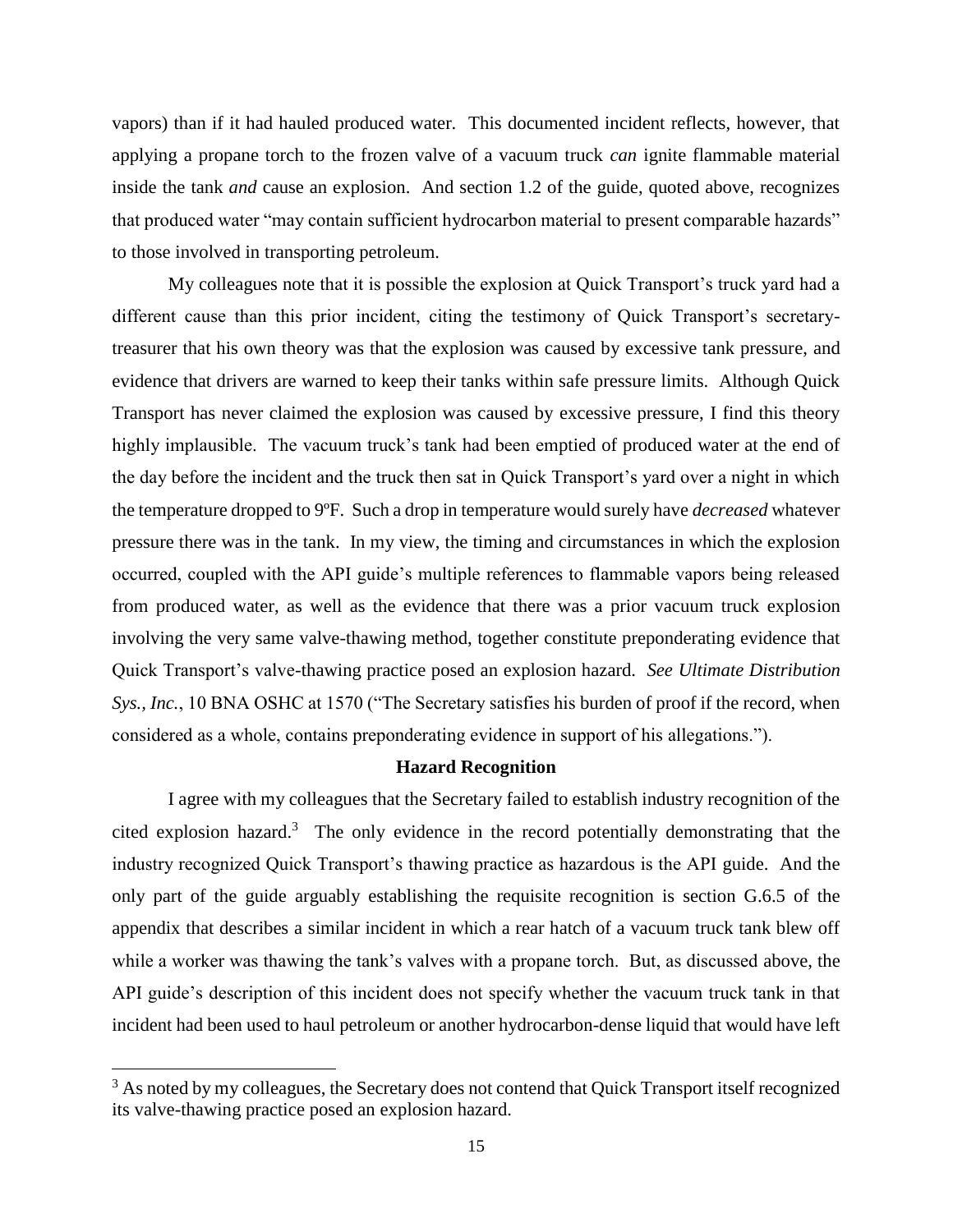vapors) than if it had hauled produced water. This documented incident reflects, however, that applying a propane torch to the frozen valve of a vacuum truck *can* ignite flammable material inside the tank *and* cause an explosion. And section 1.2 of the guide, quoted above, recognizes that produced water "may contain sufficient hydrocarbon material to present comparable hazards" to those involved in transporting petroleum.

My colleagues note that it is possible the explosion at Quick Transport's truck yard had a different cause than this prior incident, citing the testimony of Quick Transport's secretary-treasurer that his own theory was that the explosion was caused by excessive tank pressure, and evidence that drivers are warned to keep their tanks within safe pressure limits. Although Quick Transport has never claimed the explosion was caused by excessive pressure, I find this theory highly implausible. The vacuum truck's tank had been emptied of produced water at the end of the day before the incident and the truck then sat in Quick Transport's yard over a night in which the temperature dropped to 9ºF. Such a drop in temperature would surely have *decreased* whatever pressure there was in the tank. In my view, the timing and circumstances in which the explosion occurred, coupled with the API guide's multiple references to flammable vapors being released from produced water, as well as the evidence that there was a prior vacuum truck explosion involving the very same valve-thawing method, together constitute preponderating evidence that Quick Transport's valve-thawing practice posed an explosion hazard. *See Ultimate Distribution Sys., Inc.*, 10 BNA OSHC at 1570 ("The Secretary satisfies his burden of proof if the record, when considered as a whole, contains preponderating evidence in support of his allegations.").

**Hazard Recognition**

I agree with my colleagues that the Secretary failed to establish industry recognition of the cited explosion hazard.[3] The only evidence in the record potentially demonstrating that the industry recognized Quick Transport's thawing practice as hazardous is the API guide. And the only part of the guide arguably establishing the requisite recognition is section G.6.5 of the appendix that describes a similar incident in which a rear hatch of a vacuum truck tank blew off while a worker was thawing the tank's valves with a propane torch. But, as discussed above, the API guide's description of this incident does not specify whether the vacuum truck tank in that incident had been used to haul petroleum or another hydrocarbon-dense liquid that would have left

[3] As noted by my colleagues, the Secretary does not contend that Quick Transport itself recognized its valve-thawing practice posed an explosion hazard.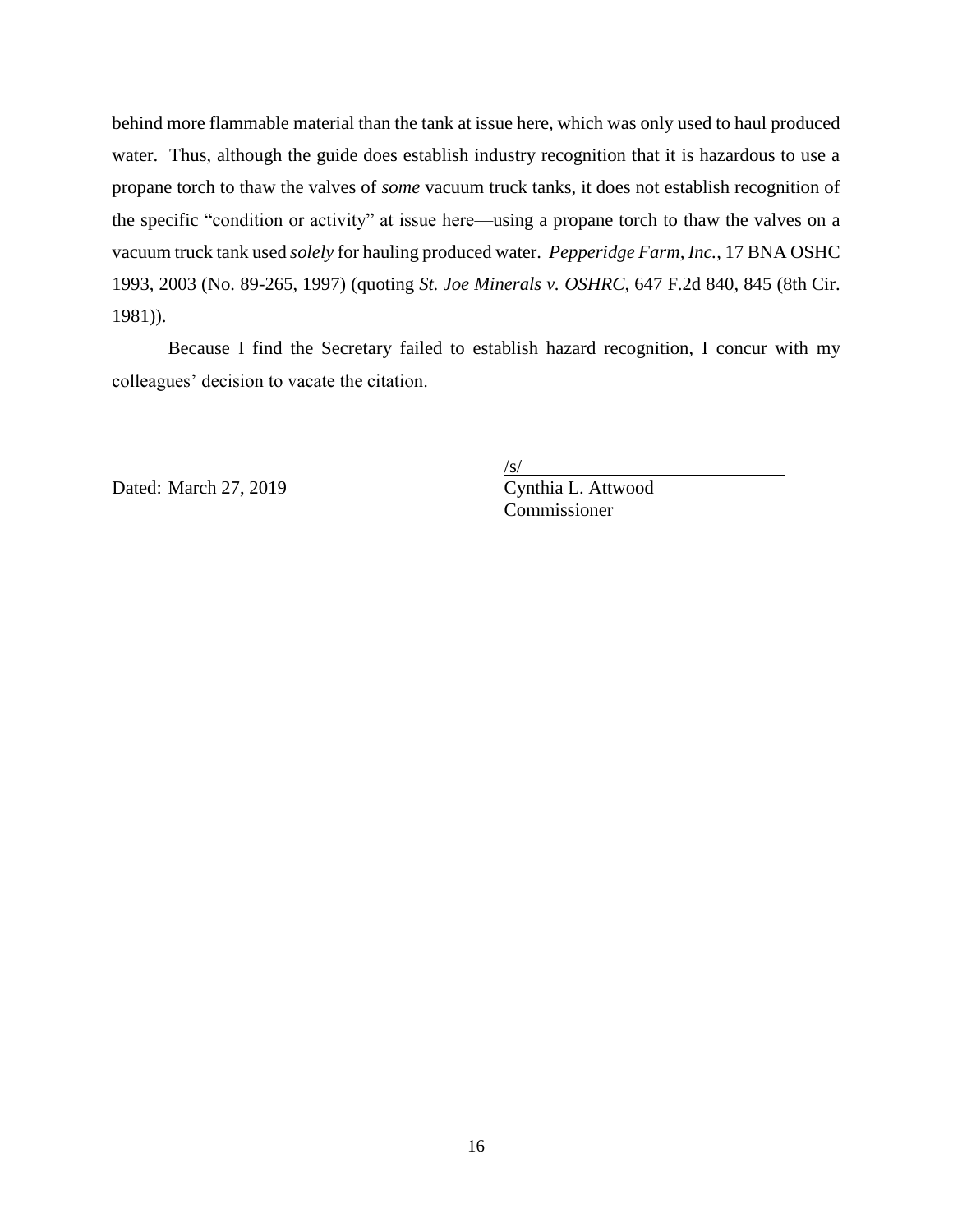behind more flammable material than the tank at issue here, which was only used to haul produced water. Thus, although the guide does establish industry recognition that it is hazardous to use a propane torch to thaw the valves of *some* vacuum truck tanks, it does not establish recognition of the specific "condition or activity" at issue here—using a propane torch to thaw the valves on a vacuum truck tank used *solely* for hauling produced water. *Pepperidge Farm, Inc.*, 17 BNA OSHC 1993, 2003 (No. 89-265, 1997) (quoting *St. Joe Minerals v. OSHRC*, 647 F.2d 840, 845 (8th Cir. 1981)).

Because I find the Secretary failed to establish hazard recognition, I concur with my colleagues' decision to vacate the citation.

Dated: March 27, 2019

/s/
Cynthia L. Attwood
Commissioner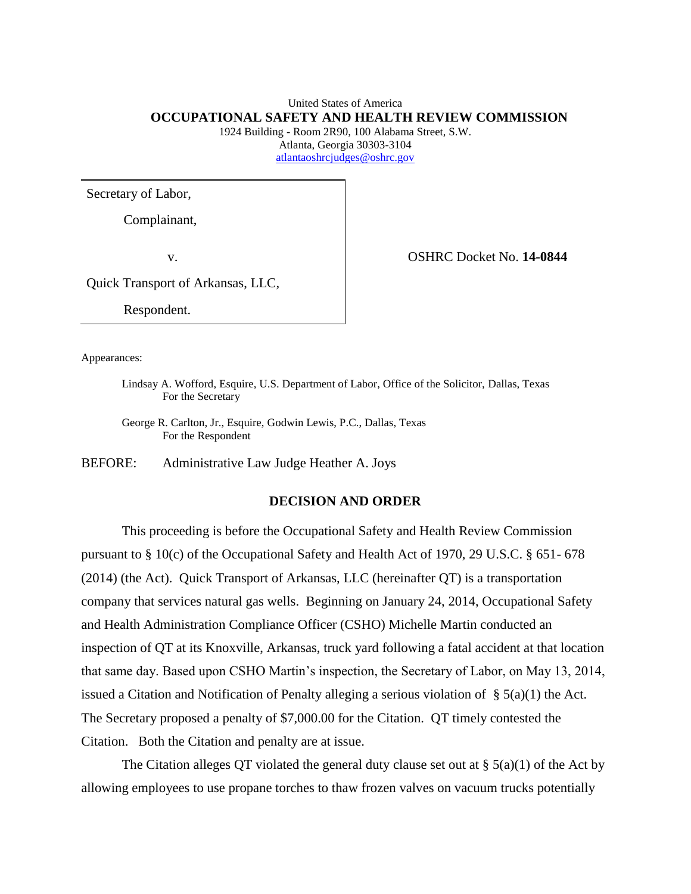United States of America

**OCCUPATIONAL SAFETY AND HEALTH REVIEW COMMISSION**

1924 Building - Room 2R90, 100 Alabama Street, S.W.
Atlanta, Georgia 30303-3104
atlantaoshrcjudges@oshrc.gov

| | |
|---|---|
| Secretary of Labor,<br><br>Complainant,<br><br>v.<br><br>Quick Transport of Arkansas, LLC,<br><br>Respondent. | OSHRC Docket No. **14-0844** |

Appearances:

Lindsay A. Wofford, Esquire, U.S. Department of Labor, Office of the Solicitor, Dallas, Texas
For the Secretary

George R. Carlton, Jr., Esquire, Godwin Lewis, P.C., Dallas, Texas
For the Respondent

BEFORE: Administrative Law Judge Heather A. Joys

## DECISION AND ORDER

This proceeding is before the Occupational Safety and Health Review Commission pursuant to § 10(c) of the Occupational Safety and Health Act of 1970, 29 U.S.C. § 651- 678 (2014) (the Act). Quick Transport of Arkansas, LLC (hereinafter QT) is a transportation company that services natural gas wells. Beginning on January 24, 2014, Occupational Safety and Health Administration Compliance Officer (CSHO) Michelle Martin conducted an inspection of QT at its Knoxville, Arkansas, truck yard following a fatal accident at that location that same day. Based upon CSHO Martin's inspection, the Secretary of Labor, on May 13, 2014, issued a Citation and Notification of Penalty alleging a serious violation of § 5(a)(1) the Act. The Secretary proposed a penalty of $7,000.00 for the Citation. QT timely contested the Citation. Both the Citation and penalty are at issue.

The Citation alleges QT violated the general duty clause set out at § 5(a)(1) of the Act by allowing employees to use propane torches to thaw frozen valves on vacuum trucks potentially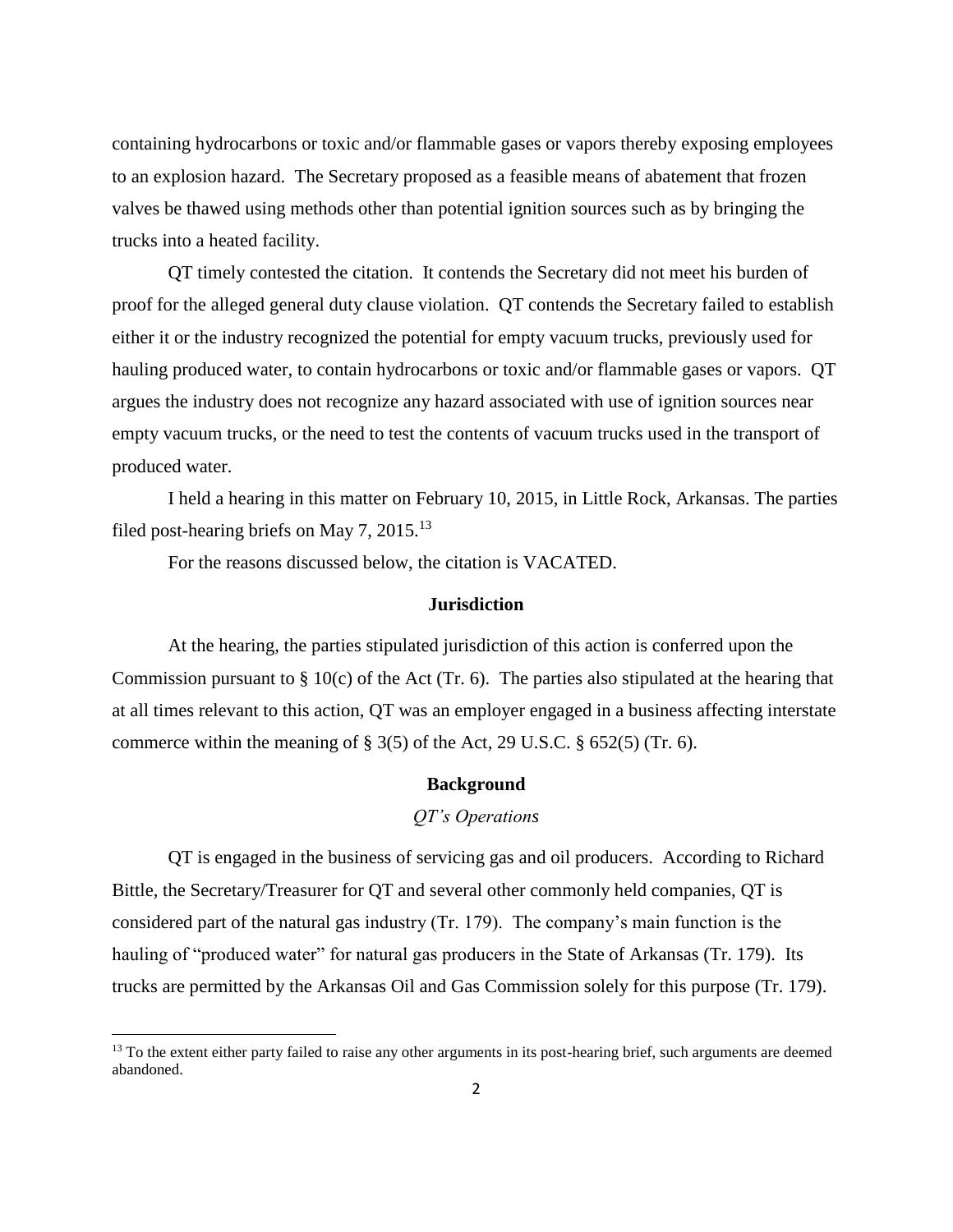containing hydrocarbons or toxic and/or flammable gases or vapors thereby exposing employees to an explosion hazard. The Secretary proposed as a feasible means of abatement that frozen valves be thawed using methods other than potential ignition sources such as by bringing the trucks into a heated facility.

QT timely contested the citation. It contends the Secretary did not meet his burden of proof for the alleged general duty clause violation. QT contends the Secretary failed to establish either it or the industry recognized the potential for empty vacuum trucks, previously used for hauling produced water, to contain hydrocarbons or toxic and/or flammable gases or vapors. QT argues the industry does not recognize any hazard associated with use of ignition sources near empty vacuum trucks, or the need to test the contents of vacuum trucks used in the transport of produced water.

I held a hearing in this matter on February 10, 2015, in Little Rock, Arkansas. The parties filed post-hearing briefs on May 7, 2015.[13]

For the reasons discussed below, the citation is VACATED.

## Jurisdiction

At the hearing, the parties stipulated jurisdiction of this action is conferred upon the Commission pursuant to § 10(c) of the Act (Tr. 6). The parties also stipulated at the hearing that at all times relevant to this action, QT was an employer engaged in a business affecting interstate commerce within the meaning of § 3(5) of the Act, 29 U.S.C. § 652(5) (Tr. 6).

## Background

### *QT's Operations*

QT is engaged in the business of servicing gas and oil producers. According to Richard Bittle, the Secretary/Treasurer for QT and several other commonly held companies, QT is considered part of the natural gas industry (Tr. 179). The company's main function is the hauling of "produced water" for natural gas producers in the State of Arkansas (Tr. 179). Its trucks are permitted by the Arkansas Oil and Gas Commission solely for this purpose (Tr. 179).

[13] To the extent either party failed to raise any other arguments in its post-hearing brief, such arguments are deemed abandoned.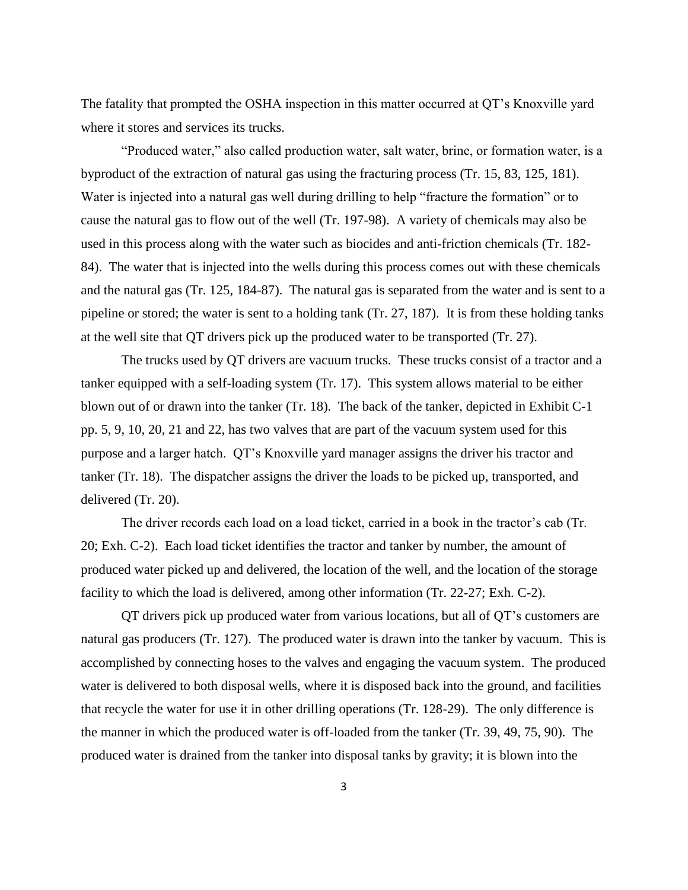The fatality that prompted the OSHA inspection in this matter occurred at QT's Knoxville yard where it stores and services its trucks.

"Produced water," also called production water, salt water, brine, or formation water, is a byproduct of the extraction of natural gas using the fracturing process (Tr. 15, 83, 125, 181). Water is injected into a natural gas well during drilling to help "fracture the formation" or to cause the natural gas to flow out of the well (Tr. 197-98). A variety of chemicals may also be used in this process along with the water such as biocides and anti-friction chemicals (Tr. 182-84). The water that is injected into the wells during this process comes out with these chemicals and the natural gas (Tr. 125, 184-87). The natural gas is separated from the water and is sent to a pipeline or stored; the water is sent to a holding tank (Tr. 27, 187). It is from these holding tanks at the well site that QT drivers pick up the produced water to be transported (Tr. 27).

The trucks used by QT drivers are vacuum trucks. These trucks consist of a tractor and a tanker equipped with a self-loading system (Tr. 17). This system allows material to be either blown out of or drawn into the tanker (Tr. 18). The back of the tanker, depicted in Exhibit C-1 pp. 5, 9, 10, 20, 21 and 22, has two valves that are part of the vacuum system used for this purpose and a larger hatch. QT's Knoxville yard manager assigns the driver his tractor and tanker (Tr. 18). The dispatcher assigns the driver the loads to be picked up, transported, and delivered (Tr. 20).

The driver records each load on a load ticket, carried in a book in the tractor's cab (Tr. 20; Exh. C-2). Each load ticket identifies the tractor and tanker by number, the amount of produced water picked up and delivered, the location of the well, and the location of the storage facility to which the load is delivered, among other information (Tr. 22-27; Exh. C-2).

QT drivers pick up produced water from various locations, but all of QT's customers are natural gas producers (Tr. 127). The produced water is drawn into the tanker by vacuum. This is accomplished by connecting hoses to the valves and engaging the vacuum system. The produced water is delivered to both disposal wells, where it is disposed back into the ground, and facilities that recycle the water for use it in other drilling operations (Tr. 128-29). The only difference is the manner in which the produced water is off-loaded from the tanker (Tr. 39, 49, 75, 90). The produced water is drained from the tanker into disposal tanks by gravity; it is blown into the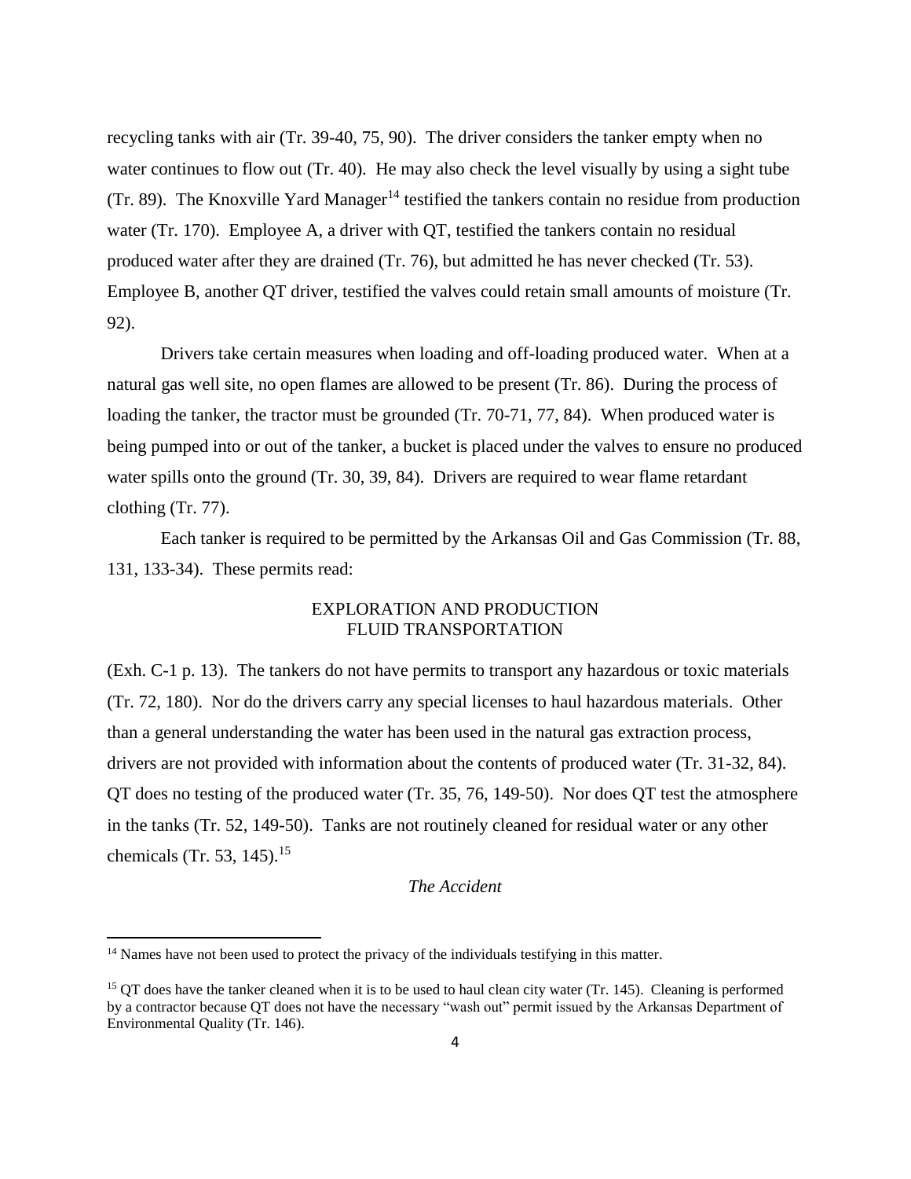recycling tanks with air (Tr. 39-40, 75, 90). The driver considers the tanker empty when no water continues to flow out (Tr. 40). He may also check the level visually by using a sight tube (Tr. 89). The Knoxville Yard Manager[14] testified the tankers contain no residue from production water (Tr. 170). Employee A, a driver with QT, testified the tankers contain no residual produced water after they are drained (Tr. 76), but admitted he has never checked (Tr. 53). Employee B, another QT driver, testified the valves could retain small amounts of moisture (Tr. 92).

Drivers take certain measures when loading and off-loading produced water. When at a natural gas well site, no open flames are allowed to be present (Tr. 86). During the process of loading the tanker, the tractor must be grounded (Tr. 70-71, 77, 84). When produced water is being pumped into or out of the tanker, a bucket is placed under the valves to ensure no produced water spills onto the ground (Tr. 30, 39, 84). Drivers are required to wear flame retardant clothing (Tr. 77).

Each tanker is required to be permitted by the Arkansas Oil and Gas Commission (Tr. 88, 131, 133-34). These permits read:

EXPLORATION AND PRODUCTION
FLUID TRANSPORTATION

(Exh. C-1 p. 13). The tankers do not have permits to transport any hazardous or toxic materials (Tr. 72, 180). Nor do the drivers carry any special licenses to haul hazardous materials. Other than a general understanding the water has been used in the natural gas extraction process, drivers are not provided with information about the contents of produced water (Tr. 31-32, 84). QT does no testing of the produced water (Tr. 35, 76, 149-50). Nor does QT test the atmosphere in the tanks (Tr. 52, 149-50). Tanks are not routinely cleaned for residual water or any other chemicals (Tr. 53, 145).[15]

*The Accident*

[14] Names have not been used to protect the privacy of the individuals testifying in this matter.

[15] QT does have the tanker cleaned when it is to be used to haul clean city water (Tr. 145). Cleaning is performed by a contractor because QT does not have the necessary "wash out" permit issued by the Arkansas Department of Environmental Quality (Tr. 146).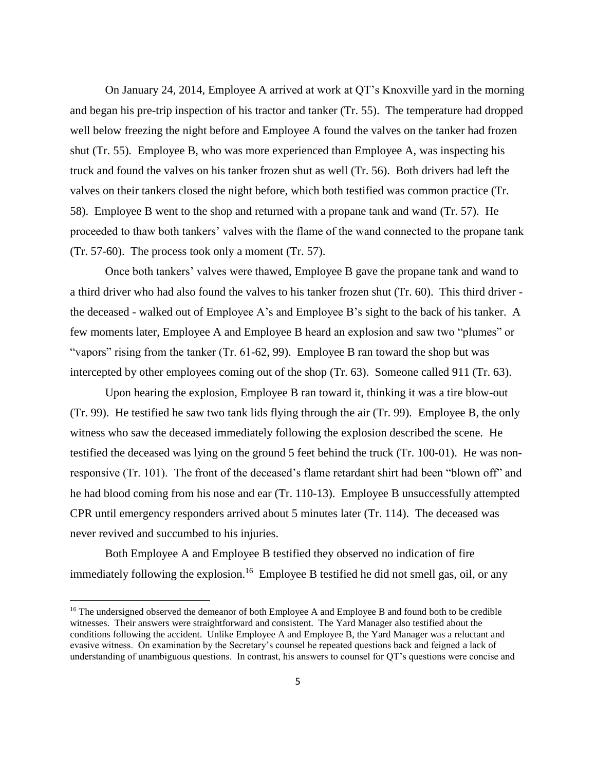On January 24, 2014, Employee A arrived at work at QT's Knoxville yard in the morning and began his pre-trip inspection of his tractor and tanker (Tr. 55). The temperature had dropped well below freezing the night before and Employee A found the valves on the tanker had frozen shut (Tr. 55). Employee B, who was more experienced than Employee A, was inspecting his truck and found the valves on his tanker frozen shut as well (Tr. 56). Both drivers had left the valves on their tankers closed the night before, which both testified was common practice (Tr. 58). Employee B went to the shop and returned with a propane tank and wand (Tr. 57). He proceeded to thaw both tankers' valves with the flame of the wand connected to the propane tank (Tr. 57-60). The process took only a moment (Tr. 57).

Once both tankers' valves were thawed, Employee B gave the propane tank and wand to a third driver who had also found the valves to his tanker frozen shut (Tr. 60). This third driver - the deceased - walked out of Employee A's and Employee B's sight to the back of his tanker. A few moments later, Employee A and Employee B heard an explosion and saw two "plumes" or "vapors" rising from the tanker (Tr. 61-62, 99). Employee B ran toward the shop but was intercepted by other employees coming out of the shop (Tr. 63). Someone called 911 (Tr. 63).

Upon hearing the explosion, Employee B ran toward it, thinking it was a tire blow-out (Tr. 99). He testified he saw two tank lids flying through the air (Tr. 99). Employee B, the only witness who saw the deceased immediately following the explosion described the scene. He testified the deceased was lying on the ground 5 feet behind the truck (Tr. 100-01). He was non-responsive (Tr. 101). The front of the deceased's flame retardant shirt had been "blown off" and he had blood coming from his nose and ear (Tr. 110-13). Employee B unsuccessfully attempted CPR until emergency responders arrived about 5 minutes later (Tr. 114). The deceased was never revived and succumbed to his injuries.

Both Employee A and Employee B testified they observed no indication of fire immediately following the explosion.[16] Employee B testified he did not smell gas, oil, or any

---

[16] The undersigned observed the demeanor of both Employee A and Employee B and found both to be credible witnesses. Their answers were straightforward and consistent. The Yard Manager also testified about the conditions following the accident. Unlike Employee A and Employee B, the Yard Manager was a reluctant and evasive witness. On examination by the Secretary's counsel he repeated questions back and feigned a lack of understanding of unambiguous questions. In contrast, his answers to counsel for QT's questions were concise and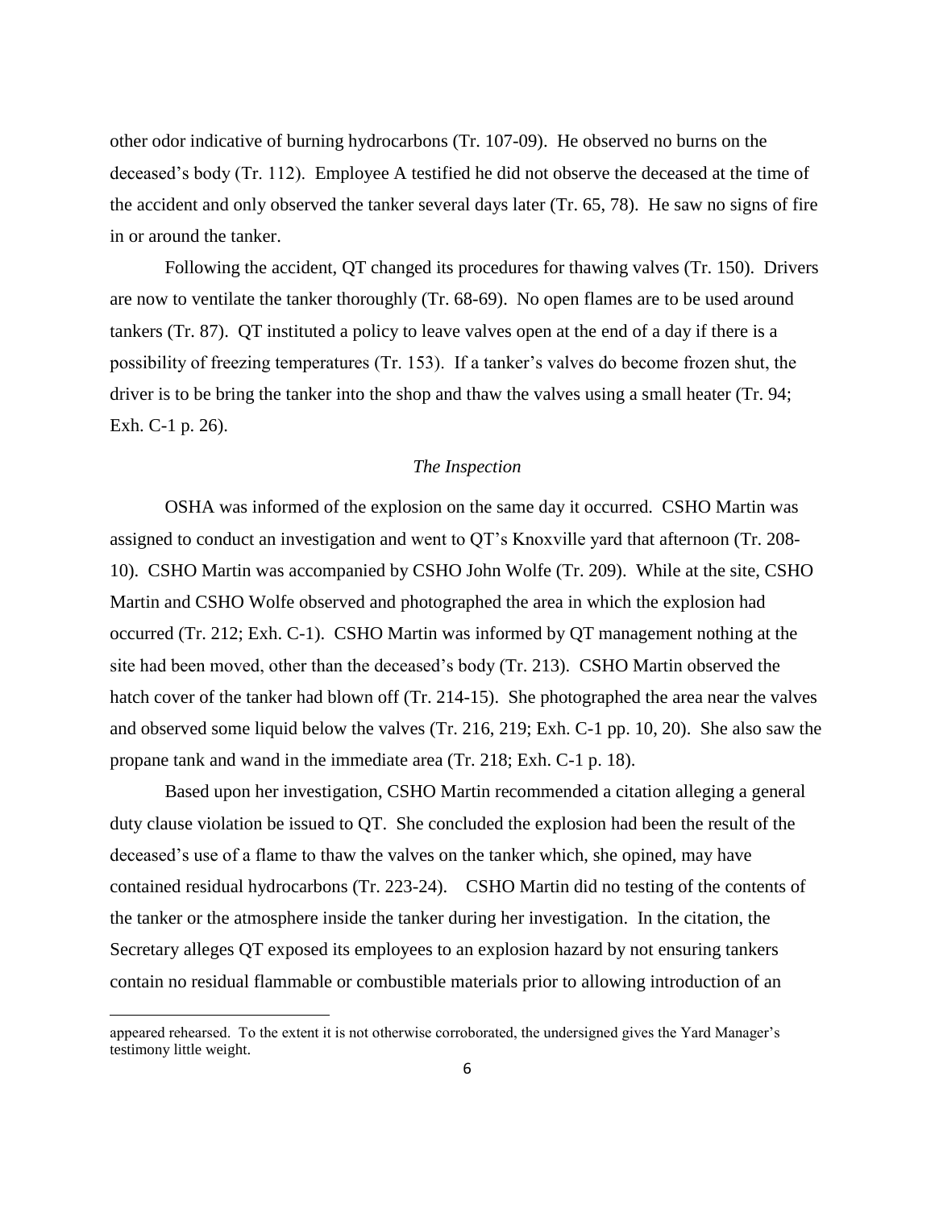other odor indicative of burning hydrocarbons (Tr. 107-09). He observed no burns on the deceased's body (Tr. 112). Employee A testified he did not observe the deceased at the time of the accident and only observed the tanker several days later (Tr. 65, 78). He saw no signs of fire in or around the tanker.

Following the accident, QT changed its procedures for thawing valves (Tr. 150). Drivers are now to ventilate the tanker thoroughly (Tr. 68-69). No open flames are to be used around tankers (Tr. 87). QT instituted a policy to leave valves open at the end of a day if there is a possibility of freezing temperatures (Tr. 153). If a tanker's valves do become frozen shut, the driver is to be bring the tanker into the shop and thaw the valves using a small heater (Tr. 94; Exh. C-1 p. 26).

### *The Inspection*

OSHA was informed of the explosion on the same day it occurred. CSHO Martin was assigned to conduct an investigation and went to QT's Knoxville yard that afternoon (Tr. 208-10). CSHO Martin was accompanied by CSHO John Wolfe (Tr. 209). While at the site, CSHO Martin and CSHO Wolfe observed and photographed the area in which the explosion had occurred (Tr. 212; Exh. C-1). CSHO Martin was informed by QT management nothing at the site had been moved, other than the deceased's body (Tr. 213). CSHO Martin observed the hatch cover of the tanker had blown off (Tr. 214-15). She photographed the area near the valves and observed some liquid below the valves (Tr. 216, 219; Exh. C-1 pp. 10, 20). She also saw the propane tank and wand in the immediate area (Tr. 218; Exh. C-1 p. 18).

Based upon her investigation, CSHO Martin recommended a citation alleging a general duty clause violation be issued to QT. She concluded the explosion had been the result of the deceased's use of a flame to thaw the valves on the tanker which, she opined, may have contained residual hydrocarbons (Tr. 223-24). CSHO Martin did no testing of the contents of the tanker or the atmosphere inside the tanker during her investigation. In the citation, the Secretary alleges QT exposed its employees to an explosion hazard by not ensuring tankers contain no residual flammable or combustible materials prior to allowing introduction of an

---

appeared rehearsed. To the extent it is not otherwise corroborated, the undersigned gives the Yard Manager's testimony little weight.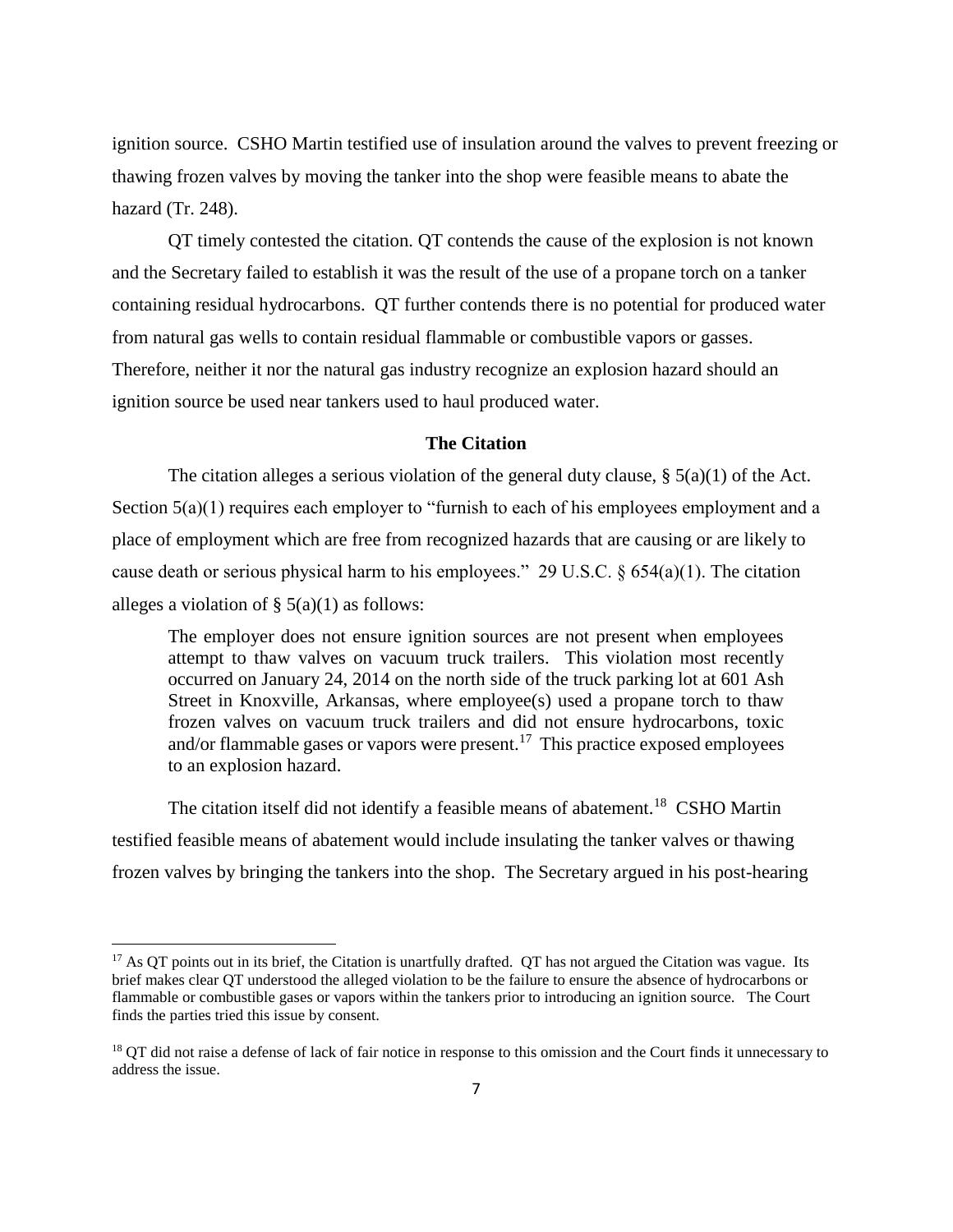ignition source. CSHO Martin testified use of insulation around the valves to prevent freezing or thawing frozen valves by moving the tanker into the shop were feasible means to abate the hazard (Tr. 248).

QT timely contested the citation. QT contends the cause of the explosion is not known and the Secretary failed to establish it was the result of the use of a propane torch on a tanker containing residual hydrocarbons. QT further contends there is no potential for produced water from natural gas wells to contain residual flammable or combustible vapors or gasses. Therefore, neither it nor the natural gas industry recognize an explosion hazard should an ignition source be used near tankers used to haul produced water.

## The Citation

The citation alleges a serious violation of the general duty clause, § 5(a)(1) of the Act. Section 5(a)(1) requires each employer to "furnish to each of his employees employment and a place of employment which are free from recognized hazards that are causing or are likely to cause death or serious physical harm to his employees." 29 U.S.C. § 654(a)(1). The citation alleges a violation of § 5(a)(1) as follows:

> The employer does not ensure ignition sources are not present when employees attempt to thaw valves on vacuum truck trailers. This violation most recently occurred on January 24, 2014 on the north side of the truck parking lot at 601 Ash Street in Knoxville, Arkansas, where employee(s) used a propane torch to thaw frozen valves on vacuum truck trailers and did not ensure hydrocarbons, toxic and/or flammable gases or vapors were present.[17] This practice exposed employees to an explosion hazard.

The citation itself did not identify a feasible means of abatement.[18] CSHO Martin testified feasible means of abatement would include insulating the tanker valves or thawing frozen valves by bringing the tankers into the shop. The Secretary argued in his post-hearing

[17] As QT points out in its brief, the Citation is unartfully drafted. QT has not argued the Citation was vague. Its brief makes clear QT understood the alleged violation to be the failure to ensure the absence of hydrocarbons or flammable or combustible gases or vapors within the tankers prior to introducing an ignition source. The Court finds the parties tried this issue by consent.

[18] QT did not raise a defense of lack of fair notice in response to this omission and the Court finds it unnecessary to address the issue.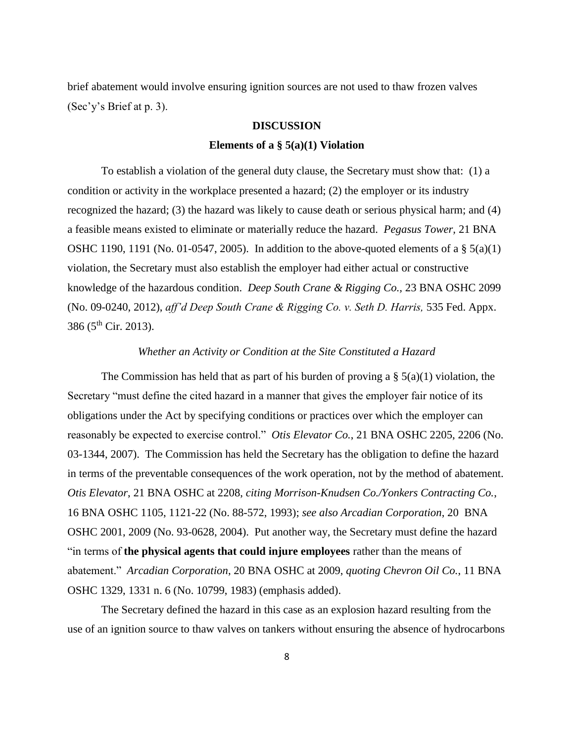brief abatement would involve ensuring ignition sources are not used to thaw frozen valves (Sec'y's Brief at p. 3).

## DISCUSSION

### Elements of a § 5(a)(1) Violation

To establish a violation of the general duty clause, the Secretary must show that: (1) a condition or activity in the workplace presented a hazard; (2) the employer or its industry recognized the hazard; (3) the hazard was likely to cause death or serious physical harm; and (4) a feasible means existed to eliminate or materially reduce the hazard. *Pegasus Tower,* 21 BNA OSHC 1190, 1191 (No. 01-0547, 2005). In addition to the above-quoted elements of a § 5(a)(1) violation, the Secretary must also establish the employer had either actual or constructive knowledge of the hazardous condition. *Deep South Crane & Rigging Co.*, 23 BNA OSHC 2099 (No. 09-0240, 2012), *aff'd Deep South Crane & Rigging Co. v. Seth D. Harris,* 535 Fed. Appx. 386 (5th Cir. 2013).

#### *Whether an Activity or Condition at the Site Constituted a Hazard*

The Commission has held that as part of his burden of proving a § 5(a)(1) violation, the Secretary "must define the cited hazard in a manner that gives the employer fair notice of its obligations under the Act by specifying conditions or practices over which the employer can reasonably be expected to exercise control." *Otis Elevator Co.*, 21 BNA OSHC 2205, 2206 (No. 03-1344, 2007). The Commission has held the Secretary has the obligation to define the hazard in terms of the preventable consequences of the work operation, not by the method of abatement. *Otis Elevator*, 21 BNA OSHC at 2208, *citing Morrison-Knudsen Co./Yonkers Contracting Co.*, 16 BNA OSHC 1105, 1121-22 (No. 88-572, 1993); *see also Arcadian Corporation*, 20 BNA OSHC 2001, 2009 (No. 93-0628, 2004). Put another way, the Secretary must define the hazard "in terms of **the physical agents that could injure employees** rather than the means of abatement." *Arcadian Corporation*, 20 BNA OSHC at 2009, *quoting Chevron Oil Co.*, 11 BNA OSHC 1329, 1331 n. 6 (No. 10799, 1983) (emphasis added).

The Secretary defined the hazard in this case as an explosion hazard resulting from the use of an ignition source to thaw valves on tankers without ensuring the absence of hydrocarbons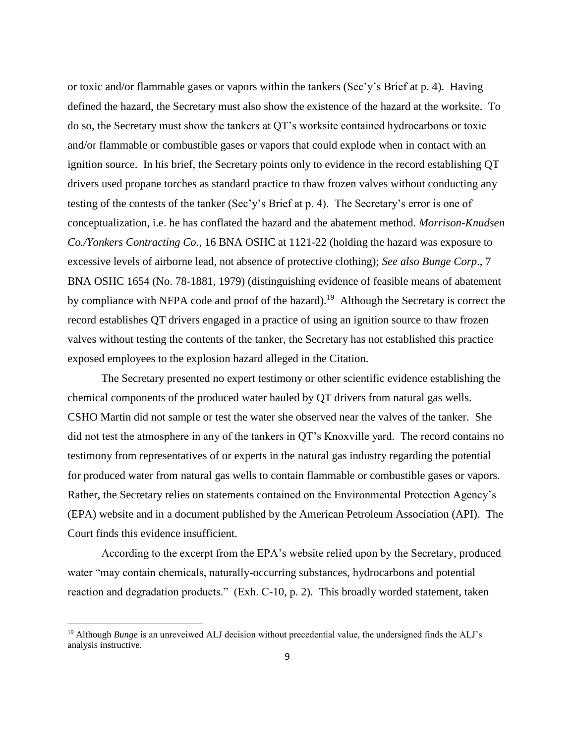or toxic and/or flammable gases or vapors within the tankers (Sec'y's Brief at p. 4). Having defined the hazard, the Secretary must also show the existence of the hazard at the worksite. To do so, the Secretary must show the tankers at QT's worksite contained hydrocarbons or toxic and/or flammable or combustible gases or vapors that could explode when in contact with an ignition source. In his brief, the Secretary points only to evidence in the record establishing QT drivers used propane torches as standard practice to thaw frozen valves without conducting any testing of the contests of the tanker (Sec'y's Brief at p. 4). The Secretary's error is one of conceptualization, i.e. he has conflated the hazard and the abatement method. *Morrison-Knudsen Co./Yonkers Contracting Co.*, 16 BNA OSHC at 1121-22 (holding the hazard was exposure to excessive levels of airborne lead, not absence of protective clothing); *See also Bunge Corp*., 7 BNA OSHC 1654 (No. 78-1881, 1979) (distinguishing evidence of feasible means of abatement by compliance with NFPA code and proof of the hazard).[19] Although the Secretary is correct the record establishes QT drivers engaged in a practice of using an ignition source to thaw frozen valves without testing the contents of the tanker, the Secretary has not established this practice exposed employees to the explosion hazard alleged in the Citation.

The Secretary presented no expert testimony or other scientific evidence establishing the chemical components of the produced water hauled by QT drivers from natural gas wells. CSHO Martin did not sample or test the water she observed near the valves of the tanker. She did not test the atmosphere in any of the tankers in QT's Knoxville yard. The record contains no testimony from representatives of or experts in the natural gas industry regarding the potential for produced water from natural gas wells to contain flammable or combustible gases or vapors. Rather, the Secretary relies on statements contained on the Environmental Protection Agency's (EPA) website and in a document published by the American Petroleum Association (API). The Court finds this evidence insufficient.

According to the excerpt from the EPA's website relied upon by the Secretary, produced water "may contain chemicals, naturally-occurring substances, hydrocarbons and potential reaction and degradation products." (Exh. C-10, p. 2). This broadly worded statement, taken

---

[19] Although *Bunge* is an unreveiwed ALJ decision without precedential value, the undersigned finds the ALJ's analysis instructive.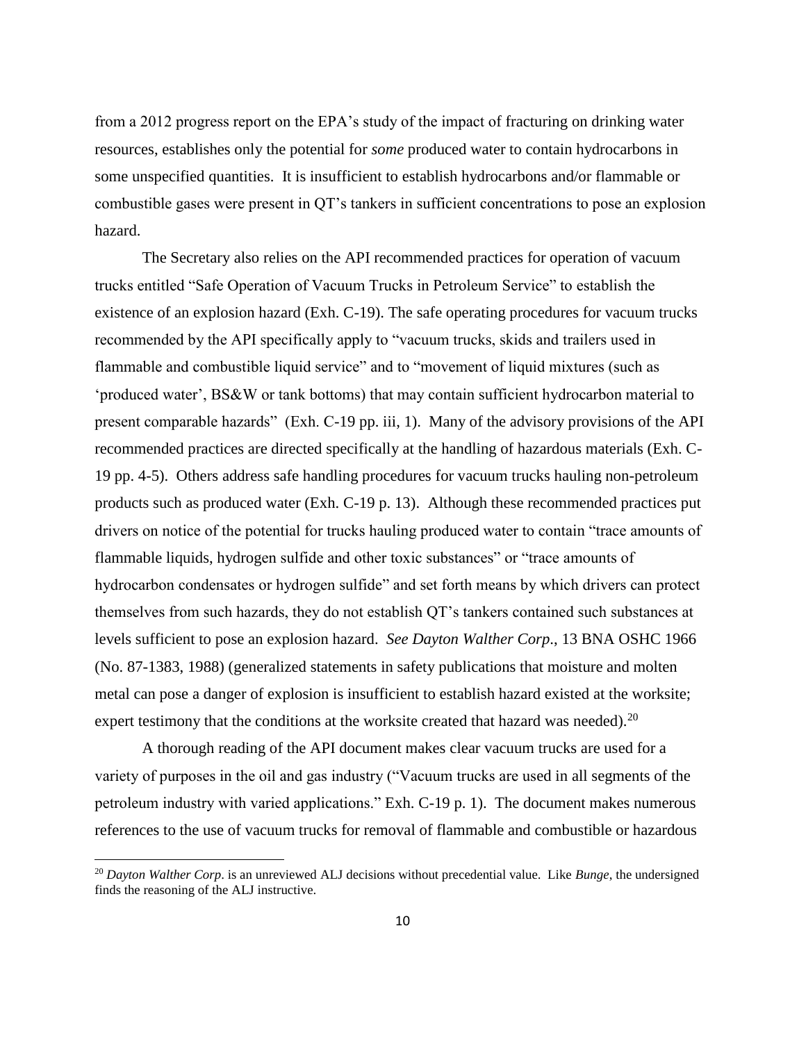from a 2012 progress report on the EPA's study of the impact of fracturing on drinking water resources, establishes only the potential for *some* produced water to contain hydrocarbons in some unspecified quantities. It is insufficient to establish hydrocarbons and/or flammable or combustible gases were present in QT's tankers in sufficient concentrations to pose an explosion hazard.

The Secretary also relies on the API recommended practices for operation of vacuum trucks entitled "Safe Operation of Vacuum Trucks in Petroleum Service" to establish the existence of an explosion hazard (Exh. C-19). The safe operating procedures for vacuum trucks recommended by the API specifically apply to "vacuum trucks, skids and trailers used in flammable and combustible liquid service" and to "movement of liquid mixtures (such as 'produced water', BS&W or tank bottoms) that may contain sufficient hydrocarbon material to present comparable hazards" (Exh. C-19 pp. iii, 1). Many of the advisory provisions of the API recommended practices are directed specifically at the handling of hazardous materials (Exh. C-19 pp. 4-5). Others address safe handling procedures for vacuum trucks hauling non-petroleum products such as produced water (Exh. C-19 p. 13). Although these recommended practices put drivers on notice of the potential for trucks hauling produced water to contain "trace amounts of flammable liquids, hydrogen sulfide and other toxic substances" or "trace amounts of hydrocarbon condensates or hydrogen sulfide" and set forth means by which drivers can protect themselves from such hazards, they do not establish QT's tankers contained such substances at levels sufficient to pose an explosion hazard. *See Dayton Walther Corp*., 13 BNA OSHC 1966 (No. 87-1383, 1988) (generalized statements in safety publications that moisture and molten metal can pose a danger of explosion is insufficient to establish hazard existed at the worksite; expert testimony that the conditions at the worksite created that hazard was needed).[20]

A thorough reading of the API document makes clear vacuum trucks are used for a variety of purposes in the oil and gas industry ("Vacuum trucks are used in all segments of the petroleum industry with varied applications." Exh. C-19 p. 1). The document makes numerous references to the use of vacuum trucks for removal of flammable and combustible or hazardous

---

[20] *Dayton Walther Corp*. is an unreviewed ALJ decisions without precedential value. Like *Bunge*, the undersigned finds the reasoning of the ALJ instructive.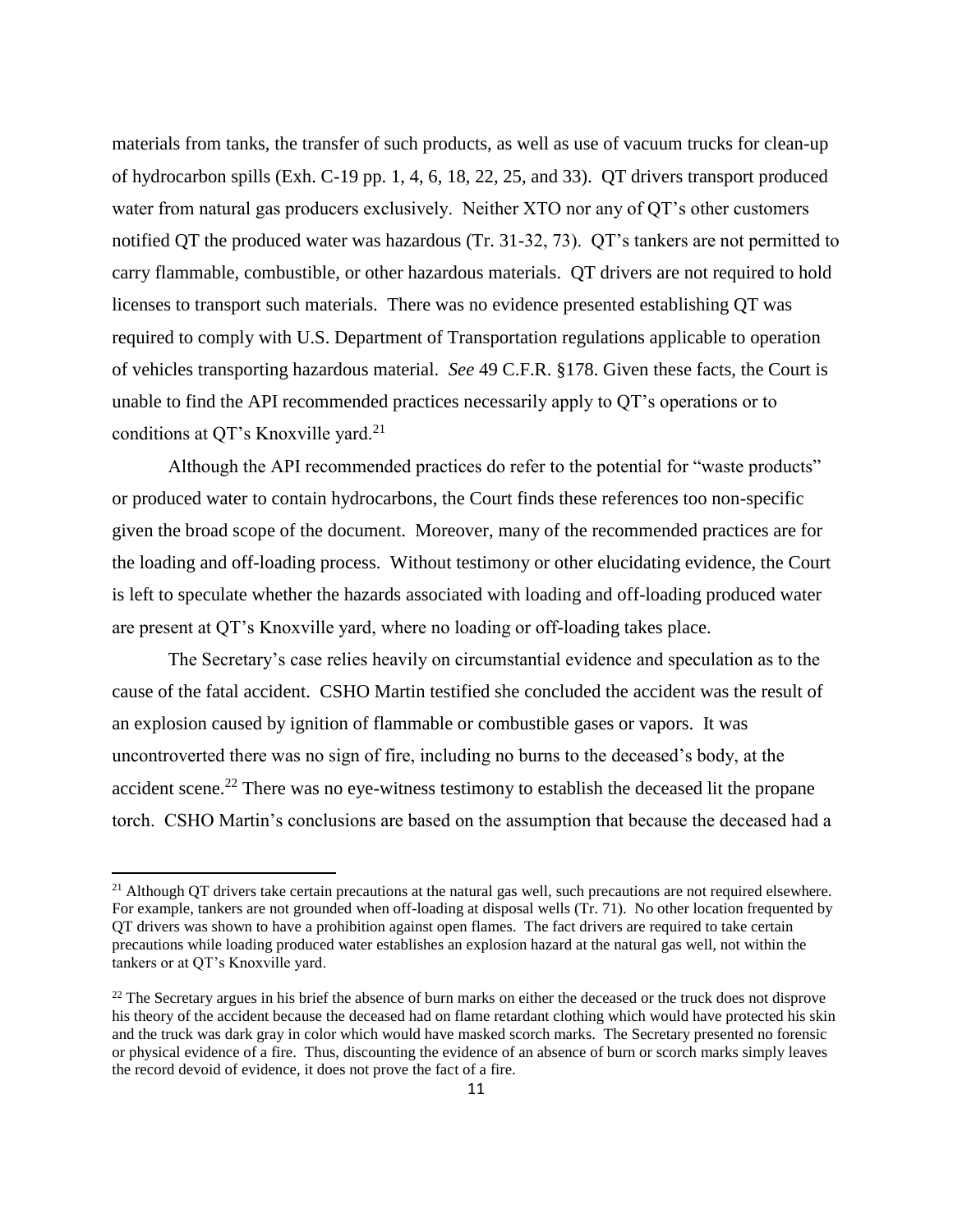materials from tanks, the transfer of such products, as well as use of vacuum trucks for clean-up of hydrocarbon spills (Exh. C-19 pp. 1, 4, 6, 18, 22, 25, and 33). QT drivers transport produced water from natural gas producers exclusively. Neither XTO nor any of QT's other customers notified QT the produced water was hazardous (Tr. 31-32, 73). QT's tankers are not permitted to carry flammable, combustible, or other hazardous materials. QT drivers are not required to hold licenses to transport such materials. There was no evidence presented establishing QT was required to comply with U.S. Department of Transportation regulations applicable to operation of vehicles transporting hazardous material. *See* 49 C.F.R. §178. Given these facts, the Court is unable to find the API recommended practices necessarily apply to QT's operations or to conditions at QT's Knoxville yard.[21]

Although the API recommended practices do refer to the potential for "waste products" or produced water to contain hydrocarbons, the Court finds these references too non-specific given the broad scope of the document. Moreover, many of the recommended practices are for the loading and off-loading process. Without testimony or other elucidating evidence, the Court is left to speculate whether the hazards associated with loading and off-loading produced water are present at QT's Knoxville yard, where no loading or off-loading takes place.

The Secretary's case relies heavily on circumstantial evidence and speculation as to the cause of the fatal accident. CSHO Martin testified she concluded the accident was the result of an explosion caused by ignition of flammable or combustible gases or vapors. It was uncontroverted there was no sign of fire, including no burns to the deceased's body, at the accident scene.[22] There was no eye-witness testimony to establish the deceased lit the propane torch. CSHO Martin's conclusions are based on the assumption that because the deceased had a

---

[21] Although QT drivers take certain precautions at the natural gas well, such precautions are not required elsewhere. For example, tankers are not grounded when off-loading at disposal wells (Tr. 71). No other location frequented by QT drivers was shown to have a prohibition against open flames. The fact drivers are required to take certain precautions while loading produced water establishes an explosion hazard at the natural gas well, not within the tankers or at QT's Knoxville yard.

[22] The Secretary argues in his brief the absence of burn marks on either the deceased or the truck does not disprove his theory of the accident because the deceased had on flame retardant clothing which would have protected his skin and the truck was dark gray in color which would have masked scorch marks. The Secretary presented no forensic or physical evidence of a fire. Thus, discounting the evidence of an absence of burn or scorch marks simply leaves the record devoid of evidence, it does not prove the fact of a fire.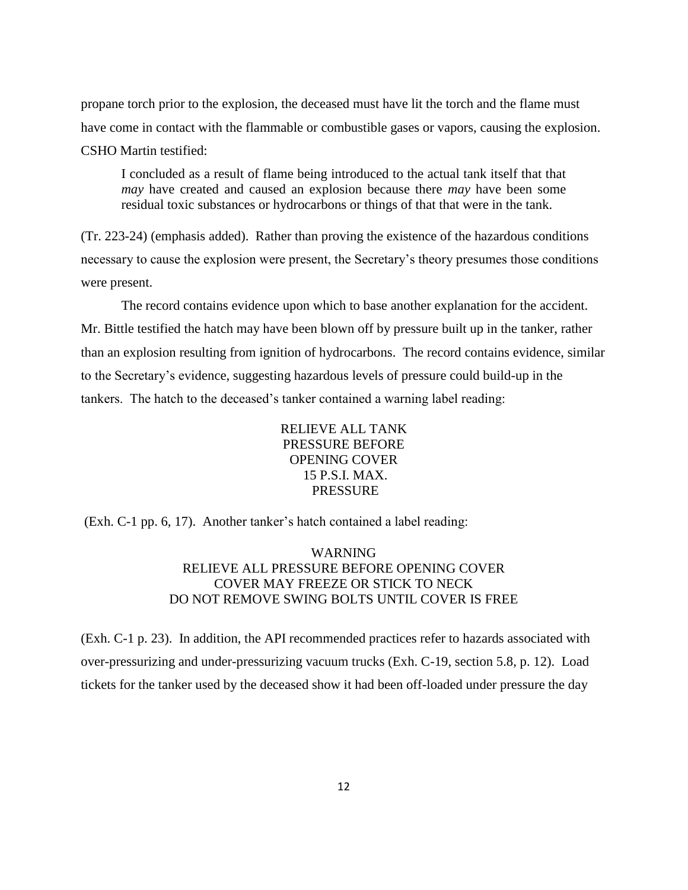propane torch prior to the explosion, the deceased must have lit the torch and the flame must have come in contact with the flammable or combustible gases or vapors, causing the explosion. CSHO Martin testified:

> I concluded as a result of flame being introduced to the actual tank itself that that *may* have created and caused an explosion because there *may* have been some residual toxic substances or hydrocarbons or things of that that were in the tank.

(Tr. 223-24) (emphasis added). Rather than proving the existence of the hazardous conditions necessary to cause the explosion were present, the Secretary's theory presumes those conditions were present.

The record contains evidence upon which to base another explanation for the accident. Mr. Bittle testified the hatch may have been blown off by pressure built up in the tanker, rather than an explosion resulting from ignition of hydrocarbons. The record contains evidence, similar to the Secretary's evidence, suggesting hazardous levels of pressure could build-up in the tankers. The hatch to the deceased's tanker contained a warning label reading:

> RELIEVE ALL TANK
> PRESSURE BEFORE
> OPENING COVER
> 15 P.S.I. MAX.
> PRESSURE

(Exh. C-1 pp. 6, 17). Another tanker's hatch contained a label reading:

> WARNING
> RELIEVE ALL PRESSURE BEFORE OPENING COVER
> COVER MAY FREEZE OR STICK TO NECK
> DO NOT REMOVE SWING BOLTS UNTIL COVER IS FREE

(Exh. C-1 p. 23). In addition, the API recommended practices refer to hazards associated with over-pressurizing and under-pressurizing vacuum trucks (Exh. C-19, section 5.8, p. 12). Load tickets for the tanker used by the deceased show it had been off-loaded under pressure the day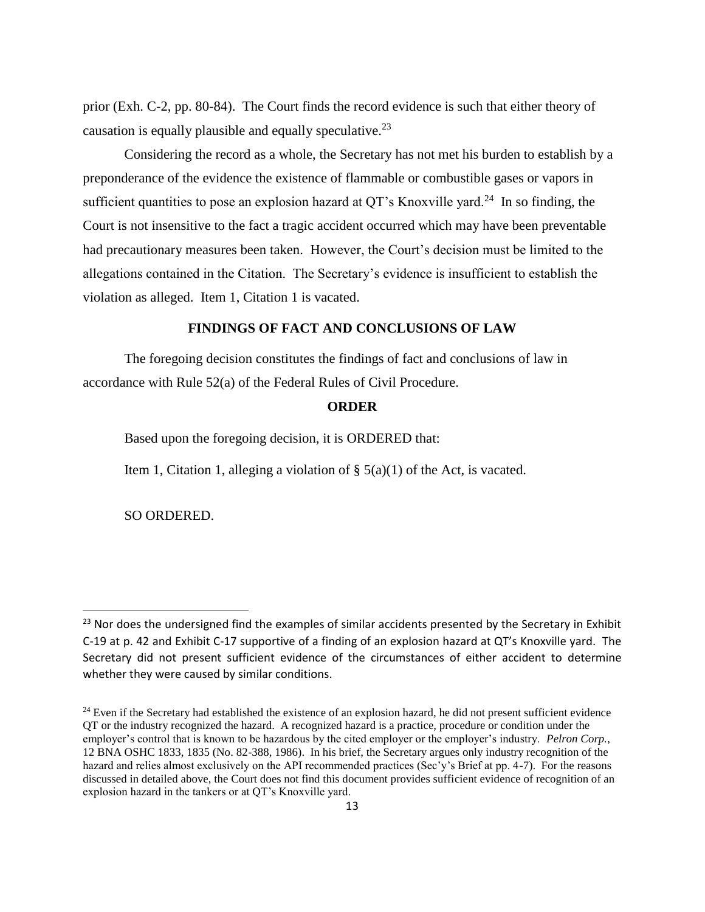prior (Exh. C-2, pp. 80-84). The Court finds the record evidence is such that either theory of causation is equally plausible and equally speculative.[23]

Considering the record as a whole, the Secretary has not met his burden to establish by a preponderance of the evidence the existence of flammable or combustible gases or vapors in sufficient quantities to pose an explosion hazard at QT's Knoxville yard.[24] In so finding, the Court is not insensitive to the fact a tragic accident occurred which may have been preventable had precautionary measures been taken. However, the Court's decision must be limited to the allegations contained in the Citation. The Secretary's evidence is insufficient to establish the violation as alleged. Item 1, Citation 1 is vacated.

## FINDINGS OF FACT AND CONCLUSIONS OF LAW

The foregoing decision constitutes the findings of fact and conclusions of law in accordance with Rule 52(a) of the Federal Rules of Civil Procedure.

## ORDER

Based upon the foregoing decision, it is ORDERED that:

Item 1, Citation 1, alleging a violation of § 5(a)(1) of the Act, is vacated.

SO ORDERED.

---

[23] Nor does the undersigned find the examples of similar accidents presented by the Secretary in Exhibit C-19 at p. 42 and Exhibit C-17 supportive of a finding of an explosion hazard at QT's Knoxville yard. The Secretary did not present sufficient evidence of the circumstances of either accident to determine whether they were caused by similar conditions.

[24] Even if the Secretary had established the existence of an explosion hazard, he did not present sufficient evidence QT or the industry recognized the hazard. A recognized hazard is a practice, procedure or condition under the employer's control that is known to be hazardous by the cited employer or the employer's industry. *Pelron Corp.*, 12 BNA OSHC 1833, 1835 (No. 82-388, 1986). In his brief, the Secretary argues only industry recognition of the hazard and relies almost exclusively on the API recommended practices (Sec'y's Brief at pp. 4-7). For the reasons discussed in detailed above, the Court does not find this document provides sufficient evidence of recognition of an explosion hazard in the tankers or at QT's Knoxville yard.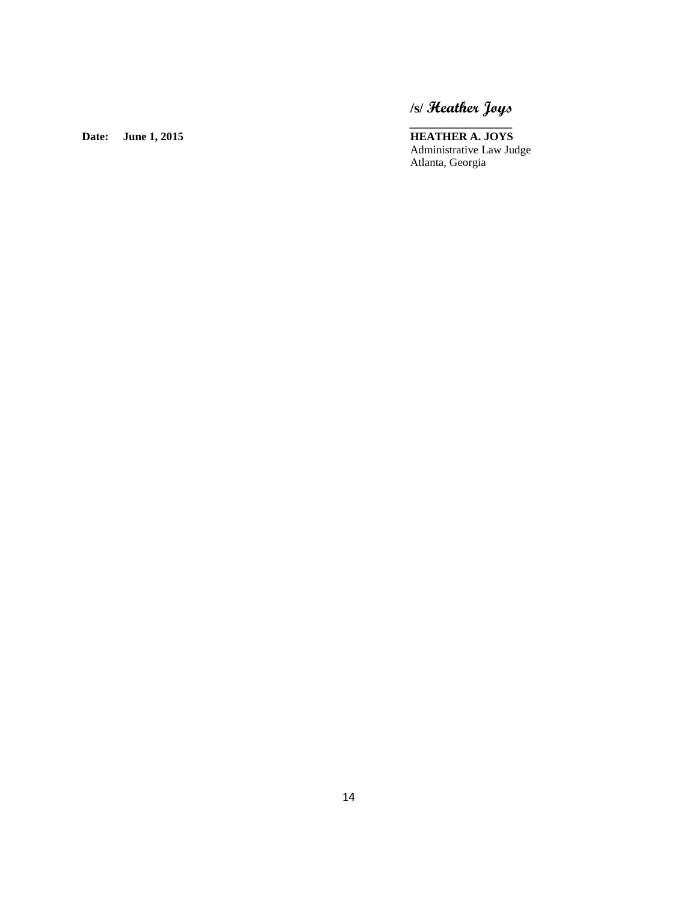/s/ *Heather Joys*

**Date: June 1, 2015**

**HEATHER A. JOYS**
Administrative Law Judge
Atlanta, Georgia